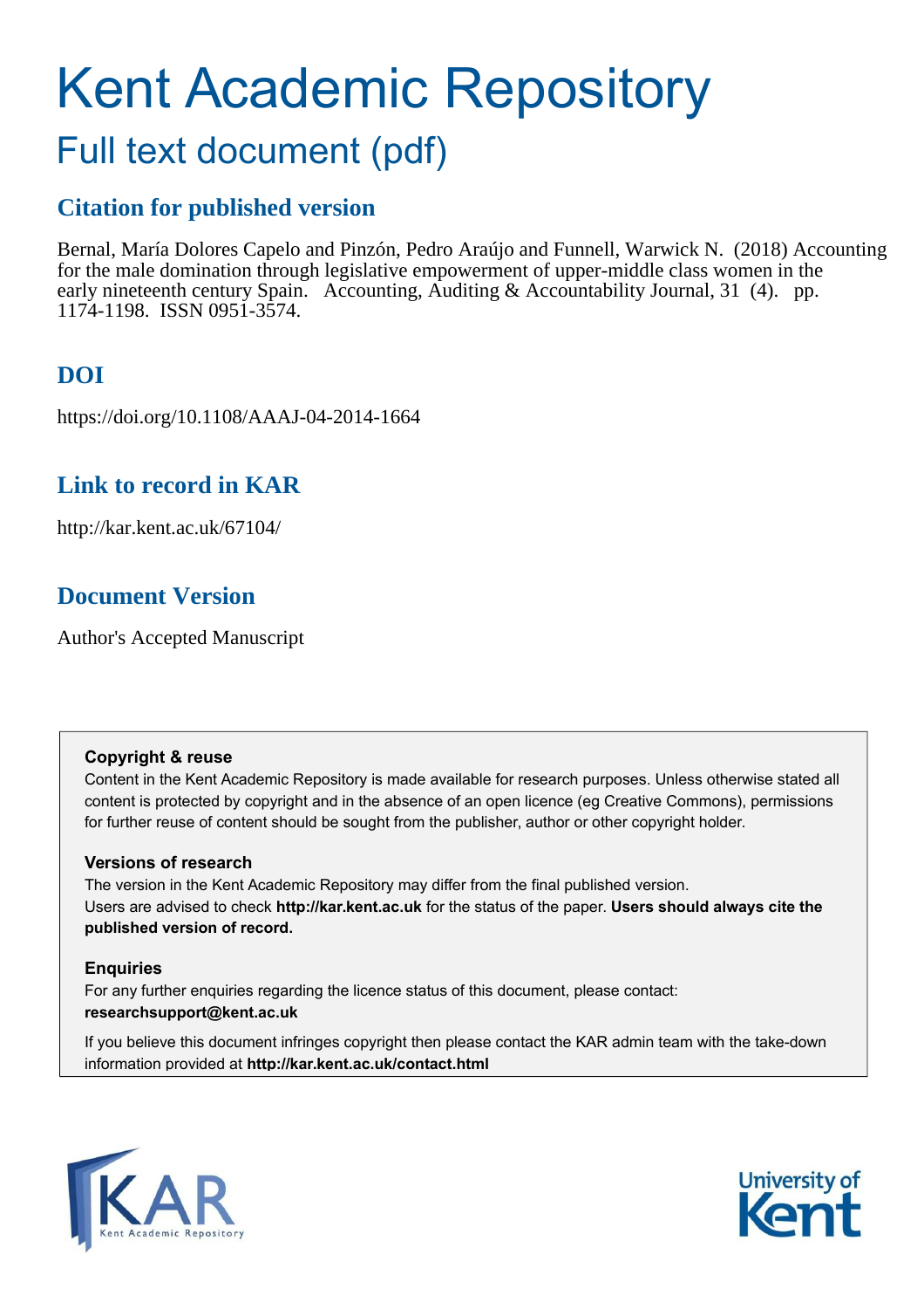# Kent Academic Repository

## Full text document (pdf)

### Citation for published version

Bernal, María Dolores Capelo and Pinzón, Pedro Araújo and Funnell, Warwick N. (2018) Accounting for the male domination through legislative empowerment of upper-middle class women in the early nineteenth century Spain. Accounting, Auditing & Accountability Journal, 31 (4). pp. 1174-1198. ISSN 0951-3574.

### DOI

https://doi.org/10.1108/AAAJ-04-2014-1664

### Link to record in KAR

http://kar.kent.ac.uk/67104/

### Document Version

Author's Accepted Manuscript

**Copyright & reuse**

Content in the Kent Academic Repository is made available for research purposes. Unless otherwise stated all content is protected by copyright and in the absence of an open licence (eg Creative Commons), permissions for further reuse of content should be sought from the publisher, author or other copyright holder.

**Versions of research**

The version in the Kent Academic Repository may differ from the final published version. Users are advised to check **http://kar.kent.ac.uk** for the status of the paper. **Users should always cite the published version of record.**

**Enquiries**

For any further enquiries regarding the licence status of this document, please contact: **researchsupport@kent.ac.uk**

If you believe this document infringes copyright then please contact the KAR admin team with the take-down information provided at **http://kar.kent.ac.uk/contact.html**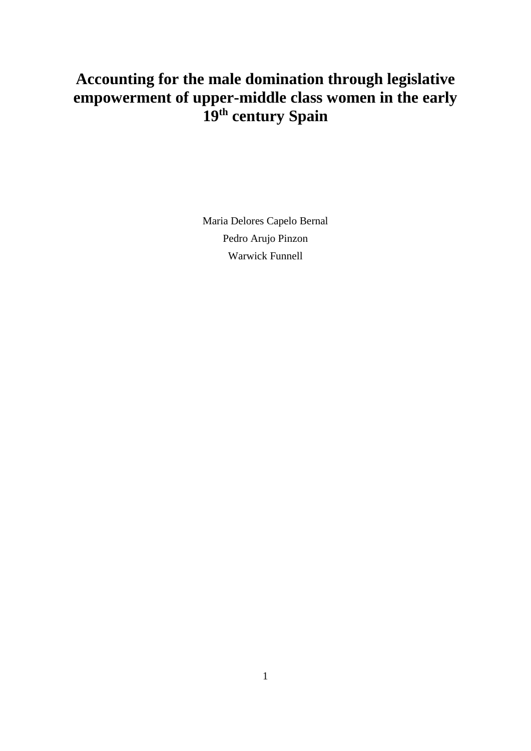# Accounting for the male domination through legislative empowerment of upper-middle class women in the early 19th century Spain

Maria Delores Capelo Bernal

Pedro Arujo Pinzon

Warwick Funnell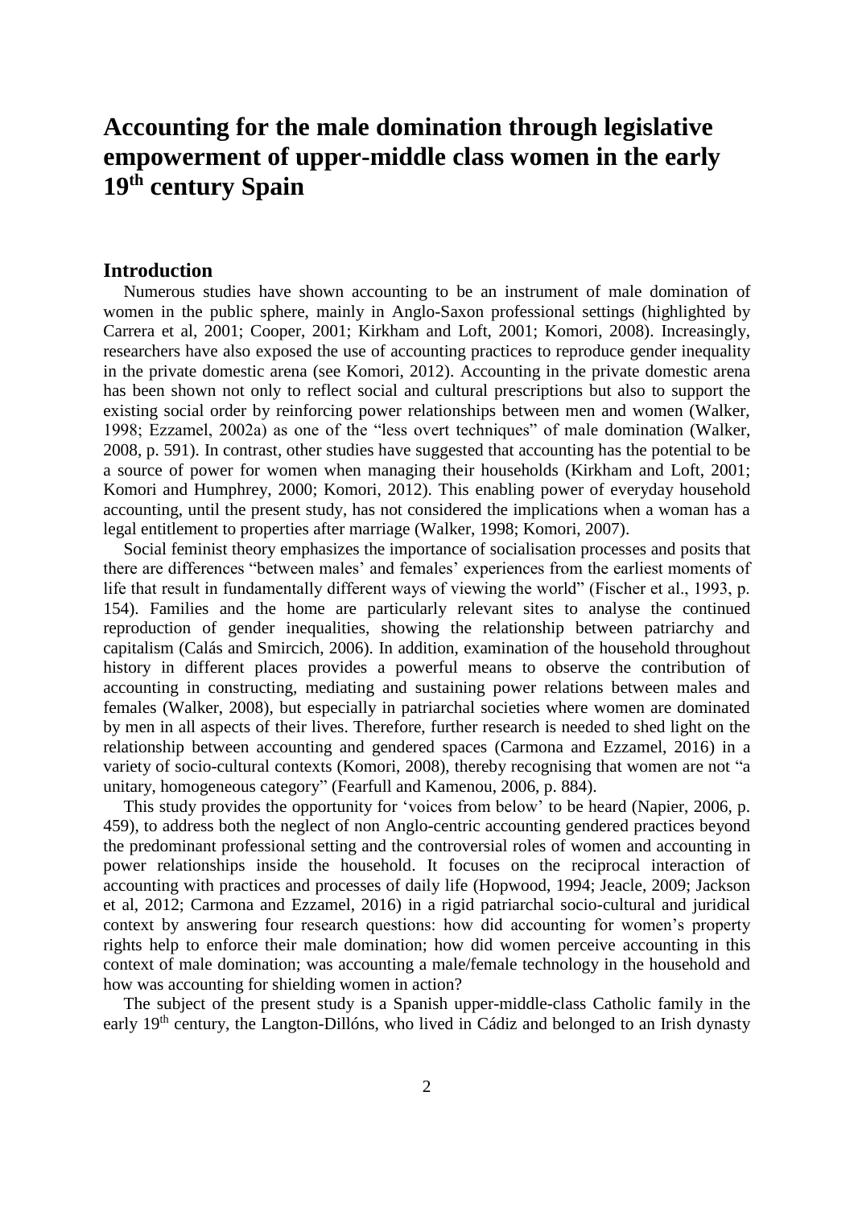# Accounting for the male domination through legislative empowerment of upper-middle class women in the early 19th century Spain

## Introduction

Numerous studies have shown accounting to be an instrument of male domination of women in the public sphere, mainly in Anglo-Saxon professional settings (highlighted by Carrera et al, 2001; Cooper, 2001; Kirkham and Loft, 2001; Komori, 2008). Increasingly, researchers have also exposed the use of accounting practices to reproduce gender inequality in the private domestic arena (see Komori, 2012). Accounting in the private domestic arena has been shown not only to reflect social and cultural prescriptions but also to support the existing social order by reinforcing power relationships between men and women (Walker, 1998; Ezzamel, 2002a) as one of the "less overt techniques" of male domination (Walker, 2008, p. 591). In contrast, other studies have suggested that accounting has the potential to be a source of power for women when managing their households (Kirkham and Loft, 2001; Komori and Humphrey, 2000; Komori, 2012). This enabling power of everyday household accounting, until the present study, has not considered the implications when a woman has a legal entitlement to properties after marriage (Walker, 1998; Komori, 2007).

Social feminist theory emphasizes the importance of socialisation processes and posits that there are differences "between males' and females' experiences from the earliest moments of life that result in fundamentally different ways of viewing the world" (Fischer et al., 1993, p. 154). Families and the home are particularly relevant sites to analyse the continued reproduction of gender inequalities, showing the relationship between patriarchy and capitalism (Calás and Smircich, 2006). In addition, examination of the household throughout history in different places provides a powerful means to observe the contribution of accounting in constructing, mediating and sustaining power relations between males and females (Walker, 2008), but especially in patriarchal societies where women are dominated by men in all aspects of their lives. Therefore, further research is needed to shed light on the relationship between accounting and gendered spaces (Carmona and Ezzamel, 2016) in a variety of socio-cultural contexts (Komori, 2008), thereby recognising that women are not "a unitary, homogeneous category" (Fearfull and Kamenou, 2006, p. 884).

This study provides the opportunity for 'voices from below' to be heard (Napier, 2006, p. 459), to address both the neglect of non Anglo-centric accounting gendered practices beyond the predominant professional setting and the controversial roles of women and accounting in power relationships inside the household. It focuses on the reciprocal interaction of accounting with practices and processes of daily life (Hopwood, 1994; Jeacle, 2009; Jackson et al, 2012; Carmona and Ezzamel, 2016) in a rigid patriarchal socio-cultural and juridical context by answering four research questions: how did accounting for women's property rights help to enforce their male domination; how did women perceive accounting in this context of male domination; was accounting a male/female technology in the household and how was accounting for shielding women in action?

The subject of the present study is a Spanish upper-middle-class Catholic family in the early 19th century, the Langton-Dillóns, who lived in Cádiz and belonged to an Irish dynasty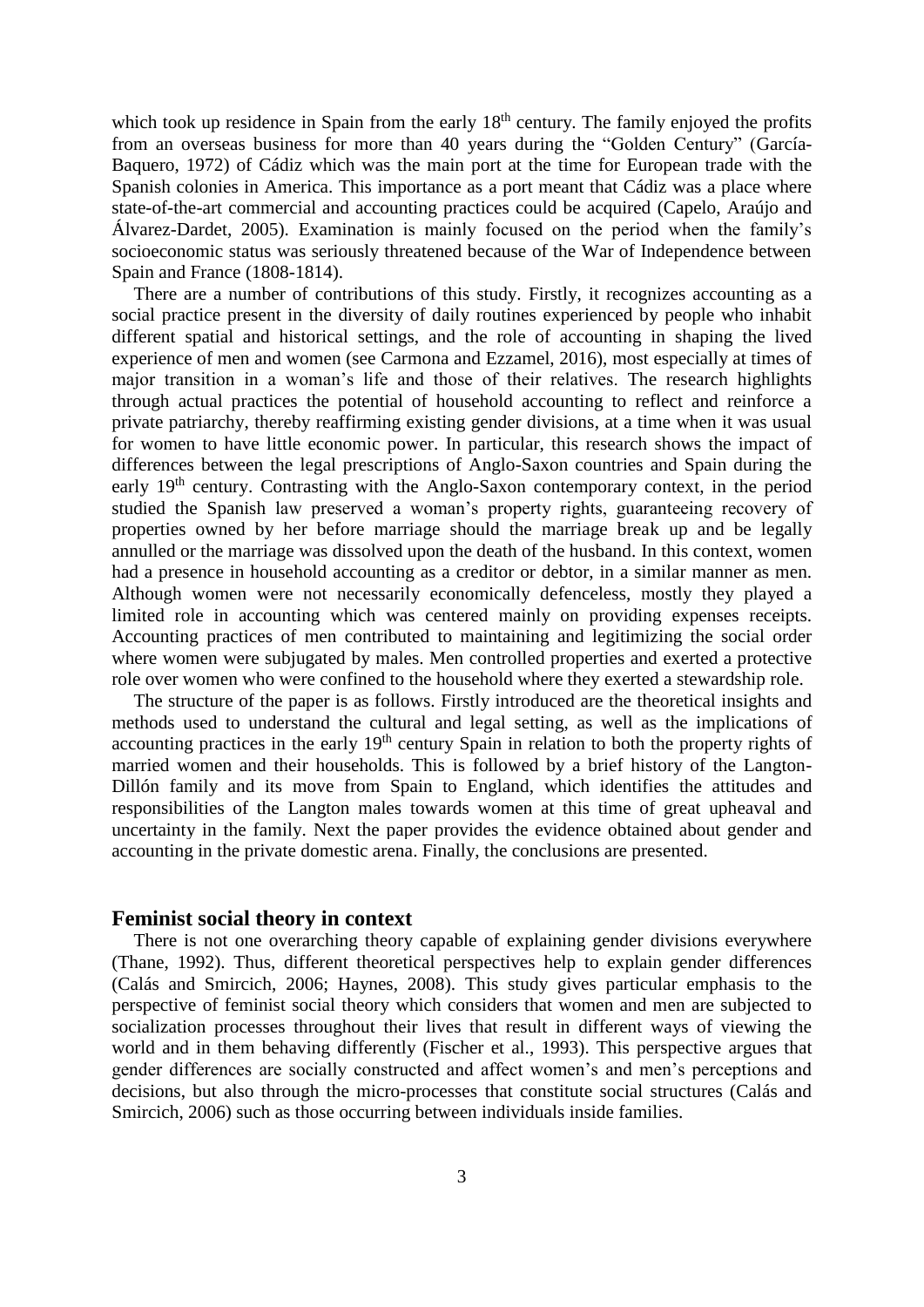which took up residence in Spain from the early 18th century. The family enjoyed the profits from an overseas business for more than 40 years during the "Golden Century" (García-Baquero, 1972) of Cádiz which was the main port at the time for European trade with the Spanish colonies in America. This importance as a port meant that Cádiz was a place where state-of-the-art commercial and accounting practices could be acquired (Capelo, Araújo and Álvarez-Dardet, 2005). Examination is mainly focused on the period when the family's socioeconomic status was seriously threatened because of the War of Independence between Spain and France (1808-1814).

There are a number of contributions of this study. Firstly, it recognizes accounting as a social practice present in the diversity of daily routines experienced by people who inhabit different spatial and historical settings, and the role of accounting in shaping the lived experience of men and women (see Carmona and Ezzamel, 2016), most especially at times of major transition in a woman's life and those of their relatives. The research highlights through actual practices the potential of household accounting to reflect and reinforce a private patriarchy, thereby reaffirming existing gender divisions, at a time when it was usual for women to have little economic power. In particular, this research shows the impact of differences between the legal prescriptions of Anglo-Saxon countries and Spain during the early 19th century. Contrasting with the Anglo-Saxon contemporary context, in the period studied the Spanish law preserved a woman's property rights, guaranteeing recovery of properties owned by her before marriage should the marriage break up and be legally annulled or the marriage was dissolved upon the death of the husband. In this context, women had a presence in household accounting as a creditor or debtor, in a similar manner as men. Although women were not necessarily economically defenceless, mostly they played a limited role in accounting which was centered mainly on providing expenses receipts. Accounting practices of men contributed to maintaining and legitimizing the social order where women were subjugated by males. Men controlled properties and exerted a protective role over women who were confined to the household where they exerted a stewardship role.

The structure of the paper is as follows. Firstly introduced are the theoretical insights and methods used to understand the cultural and legal setting, as well as the implications of accounting practices in the early 19th century Spain in relation to both the property rights of married women and their households. This is followed by a brief history of the Langton-Dillón family and its move from Spain to England, which identifies the attitudes and responsibilities of the Langton males towards women at this time of great upheaval and uncertainty in the family. Next the paper provides the evidence obtained about gender and accounting in the private domestic arena. Finally, the conclusions are presented.

## Feminist social theory in context

There is not one overarching theory capable of explaining gender divisions everywhere (Thane, 1992). Thus, different theoretical perspectives help to explain gender differences (Calás and Smircich, 2006; Haynes, 2008). This study gives particular emphasis to the perspective of feminist social theory which considers that women and men are subjected to socialization processes throughout their lives that result in different ways of viewing the world and in them behaving differently (Fischer et al., 1993). This perspective argues that gender differences are socially constructed and affect women's and men's perceptions and decisions, but also through the micro-processes that constitute social structures (Calás and Smircich, 2006) such as those occurring between individuals inside families.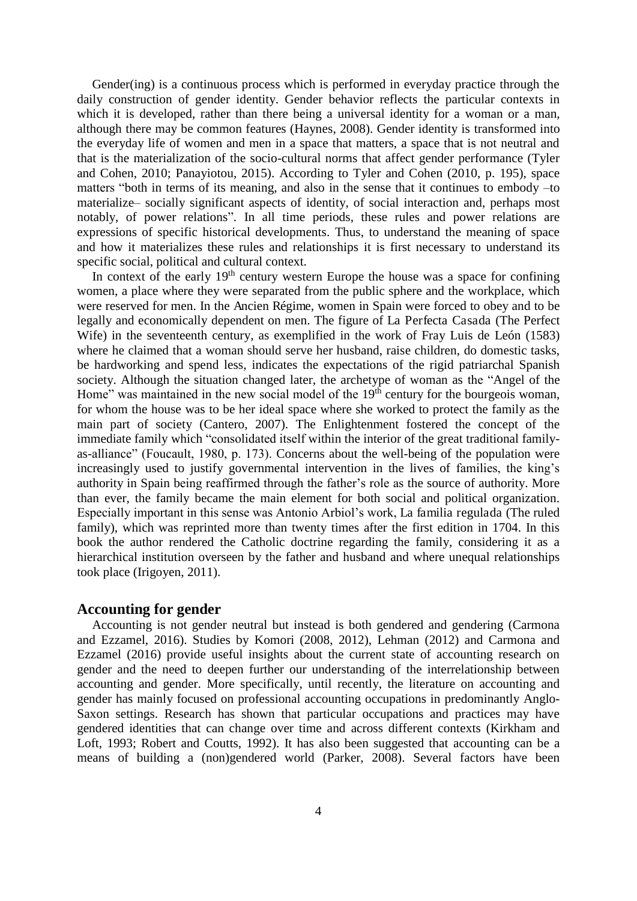Gender(ing) is a continuous process which is performed in everyday practice through the daily construction of gender identity. Gender behavior reflects the particular contexts in which it is developed, rather than there being a universal identity for a woman or a man, although there may be common features (Haynes, 2008). Gender identity is transformed into the everyday life of women and men in a space that matters, a space that is not neutral and that is the materialization of the socio-cultural norms that affect gender performance (Tyler and Cohen, 2010; Panayiotou, 2015). According to Tyler and Cohen (2010, p. 195), space matters "both in terms of its meaning, and also in the sense that it continues to embody –to materialize– socially significant aspects of identity, of social interaction and, perhaps most notably, of power relations". In all time periods, these rules and power relations are expressions of specific historical developments. Thus, to understand the meaning of space and how it materializes these rules and relationships it is first necessary to understand its specific social, political and cultural context.

In context of the early 19th century western Europe the house was a space for confining women, a place where they were separated from the public sphere and the workplace, which were reserved for men. In the Ancien Régime, women in Spain were forced to obey and to be legally and economically dependent on men. The figure of La Perfecta Casada (The Perfect Wife) in the seventeenth century, as exemplified in the work of Fray Luis de León (1583) where he claimed that a woman should serve her husband, raise children, do domestic tasks, be hardworking and spend less, indicates the expectations of the rigid patriarchal Spanish society. Although the situation changed later, the archetype of woman as the "Angel of the Home" was maintained in the new social model of the 19th century for the bourgeois woman, for whom the house was to be her ideal space where she worked to protect the family as the main part of society (Cantero, 2007). The Enlightenment fostered the concept of the immediate family which "consolidated itself within the interior of the great traditional family-as-alliance" (Foucault, 1980, p. 173). Concerns about the well-being of the population were increasingly used to justify governmental intervention in the lives of families, the king's authority in Spain being reaffirmed through the father's role as the source of authority. More than ever, the family became the main element for both social and political organization. Especially important in this sense was Antonio Arbiol's work, La familia regulada (The ruled family), which was reprinted more than twenty times after the first edition in 1704. In this book the author rendered the Catholic doctrine regarding the family, considering it as a hierarchical institution overseen by the father and husband and where unequal relationships took place (Irigoyen, 2011).

## Accounting for gender

Accounting is not gender neutral but instead is both gendered and gendering (Carmona and Ezzamel, 2016). Studies by Komori (2008, 2012), Lehman (2012) and Carmona and Ezzamel (2016) provide useful insights about the current state of accounting research on gender and the need to deepen further our understanding of the interrelationship between accounting and gender. More specifically, until recently, the literature on accounting and gender has mainly focused on professional accounting occupations in predominantly Anglo-Saxon settings. Research has shown that particular occupations and practices may have gendered identities that can change over time and across different contexts (Kirkham and Loft, 1993; Robert and Coutts, 1992). It has also been suggested that accounting can be a means of building a (non)gendered world (Parker, 2008). Several factors have been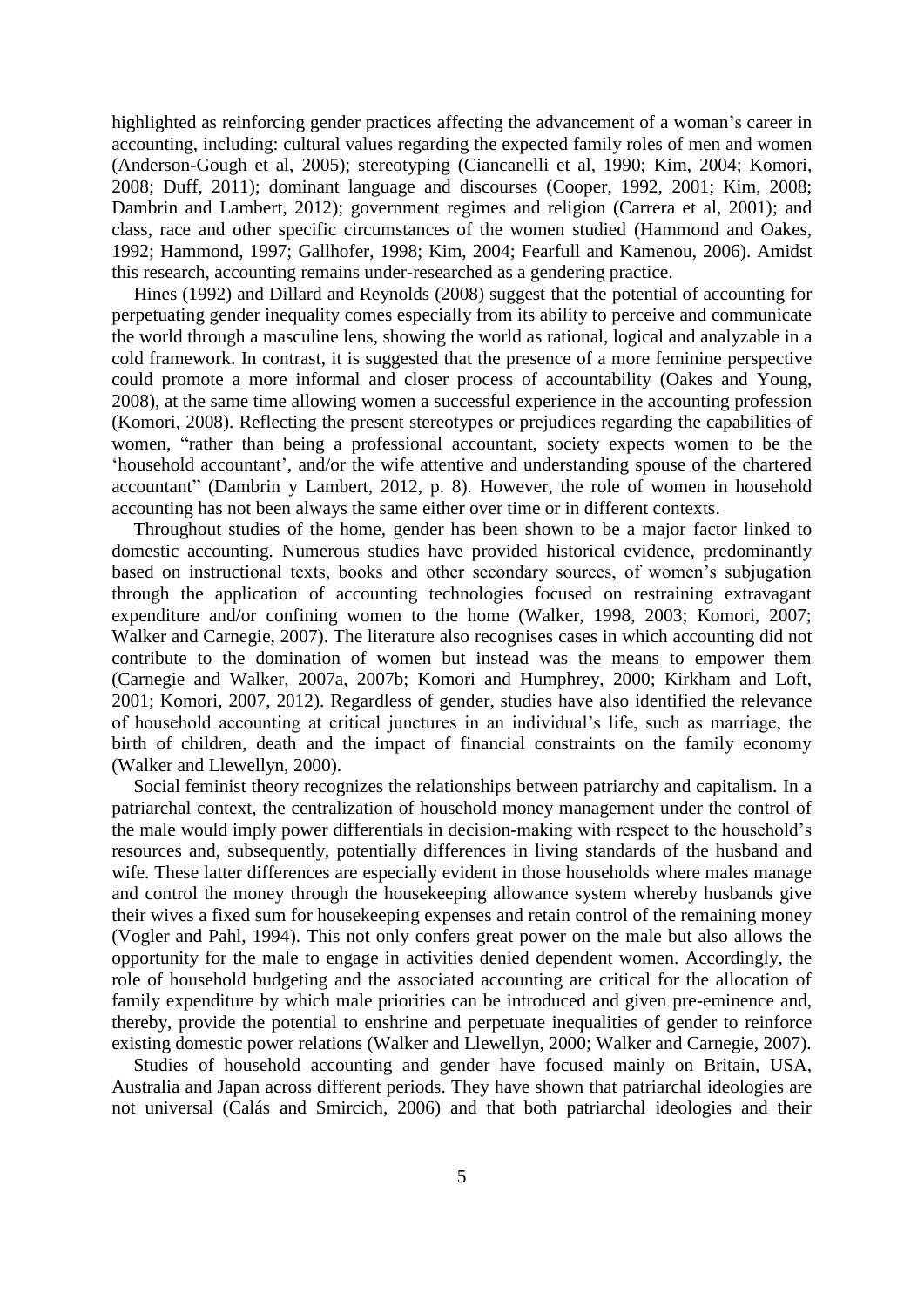highlighted as reinforcing gender practices affecting the advancement of a woman's career in accounting, including: cultural values regarding the expected family roles of men and women (Anderson-Gough et al, 2005); stereotyping (Ciancanelli et al, 1990; Kim, 2004; Komori, 2008; Duff, 2011); dominant language and discourses (Cooper, 1992, 2001; Kim, 2008; Dambrin and Lambert, 2012); government regimes and religion (Carrera et al, 2001); and class, race and other specific circumstances of the women studied (Hammond and Oakes, 1992; Hammond, 1997; Gallhofer, 1998; Kim, 2004; Fearfull and Kamenou, 2006). Amidst this research, accounting remains under-researched as a gendering practice.

Hines (1992) and Dillard and Reynolds (2008) suggest that the potential of accounting for perpetuating gender inequality comes especially from its ability to perceive and communicate the world through a masculine lens, showing the world as rational, logical and analyzable in a cold framework. In contrast, it is suggested that the presence of a more feminine perspective could promote a more informal and closer process of accountability (Oakes and Young, 2008), at the same time allowing women a successful experience in the accounting profession (Komori, 2008). Reflecting the present stereotypes or prejudices regarding the capabilities of women, "rather than being a professional accountant, society expects women to be the 'household accountant', and/or the wife attentive and understanding spouse of the chartered accountant" (Dambrin y Lambert, 2012, p. 8). However, the role of women in household accounting has not been always the same either over time or in different contexts.

Throughout studies of the home, gender has been shown to be a major factor linked to domestic accounting. Numerous studies have provided historical evidence, predominantly based on instructional texts, books and other secondary sources, of women's subjugation through the application of accounting technologies focused on restraining extravagant expenditure and/or confining women to the home (Walker, 1998, 2003; Komori, 2007; Walker and Carnegie, 2007). The literature also recognises cases in which accounting did not contribute to the domination of women but instead was the means to empower them (Carnegie and Walker, 2007a, 2007b; Komori and Humphrey, 2000; Kirkham and Loft, 2001; Komori, 2007, 2012). Regardless of gender, studies have also identified the relevance of household accounting at critical junctures in an individual's life, such as marriage, the birth of children, death and the impact of financial constraints on the family economy (Walker and Llewellyn, 2000).

Social feminist theory recognizes the relationships between patriarchy and capitalism. In a patriarchal context, the centralization of household money management under the control of the male would imply power differentials in decision-making with respect to the household's resources and, subsequently, potentially differences in living standards of the husband and wife. These latter differences are especially evident in those households where males manage and control the money through the housekeeping allowance system whereby husbands give their wives a fixed sum for housekeeping expenses and retain control of the remaining money (Vogler and Pahl, 1994). This not only confers great power on the male but also allows the opportunity for the male to engage in activities denied dependent women. Accordingly, the role of household budgeting and the associated accounting are critical for the allocation of family expenditure by which male priorities can be introduced and given pre-eminence and, thereby, provide the potential to enshrine and perpetuate inequalities of gender to reinforce existing domestic power relations (Walker and Llewellyn, 2000; Walker and Carnegie, 2007).

Studies of household accounting and gender have focused mainly on Britain, USA, Australia and Japan across different periods. They have shown that patriarchal ideologies are not universal (Calás and Smircich, 2006) and that both patriarchal ideologies and their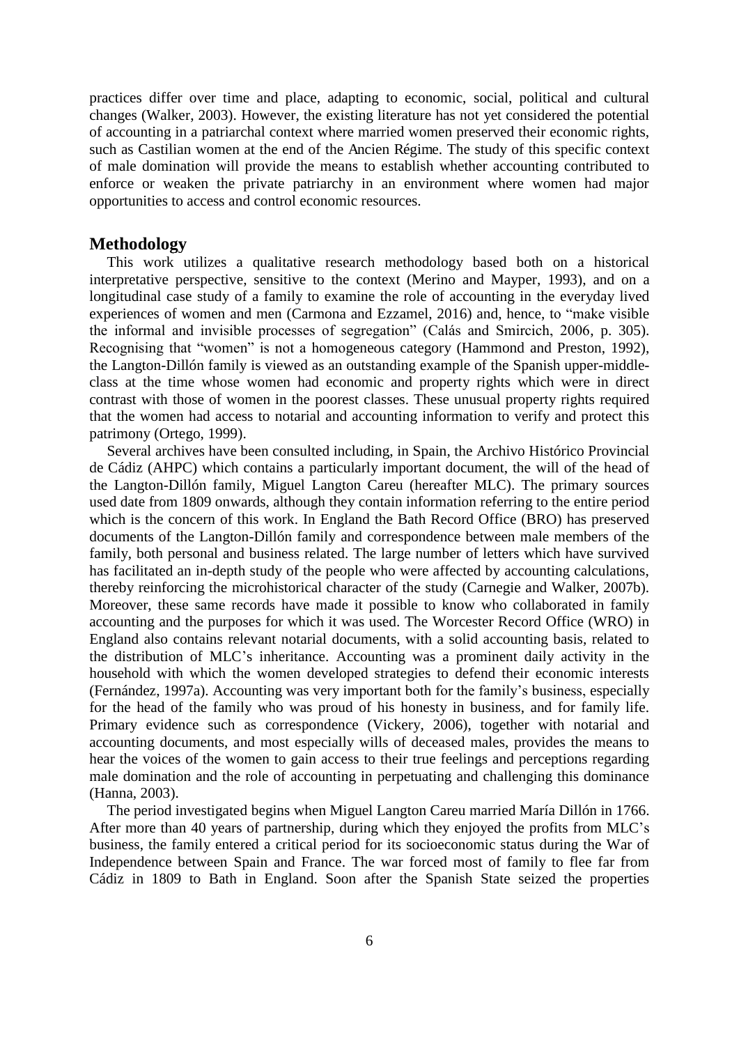practices differ over time and place, adapting to economic, social, political and cultural changes (Walker, 2003). However, the existing literature has not yet considered the potential of accounting in a patriarchal context where married women preserved their economic rights, such as Castilian women at the end of the Ancien Régime. The study of this specific context of male domination will provide the means to establish whether accounting contributed to enforce or weaken the private patriarchy in an environment where women had major opportunities to access and control economic resources.

## Methodology

This work utilizes a qualitative research methodology based both on a historical interpretative perspective, sensitive to the context (Merino and Mayper, 1993), and on a longitudinal case study of a family to examine the role of accounting in the everyday lived experiences of women and men (Carmona and Ezzamel, 2016) and, hence, to "make visible the informal and invisible processes of segregation" (Calás and Smircich, 2006, p. 305). Recognising that "women" is not a homogeneous category (Hammond and Preston, 1992), the Langton-Dillón family is viewed as an outstanding example of the Spanish upper-middle-class at the time whose women had economic and property rights which were in direct contrast with those of women in the poorest classes. These unusual property rights required that the women had access to notarial and accounting information to verify and protect this patrimony (Ortego, 1999).

Several archives have been consulted including, in Spain, the Archivo Histórico Provincial de Cádiz (AHPC) which contains a particularly important document, the will of the head of the Langton-Dillón family, Miguel Langton Careu (hereafter MLC). The primary sources used date from 1809 onwards, although they contain information referring to the entire period which is the concern of this work. In England the Bath Record Office (BRO) has preserved documents of the Langton-Dillón family and correspondence between male members of the family, both personal and business related. The large number of letters which have survived has facilitated an in-depth study of the people who were affected by accounting calculations, thereby reinforcing the microhistorical character of the study (Carnegie and Walker, 2007b). Moreover, these same records have made it possible to know who collaborated in family accounting and the purposes for which it was used. The Worcester Record Office (WRO) in England also contains relevant notarial documents, with a solid accounting basis, related to the distribution of MLC's inheritance. Accounting was a prominent daily activity in the household with which the women developed strategies to defend their economic interests (Fernández, 1997a). Accounting was very important both for the family's business, especially for the head of the family who was proud of his honesty in business, and for family life. Primary evidence such as correspondence (Vickery, 2006), together with notarial and accounting documents, and most especially wills of deceased males, provides the means to hear the voices of the women to gain access to their true feelings and perceptions regarding male domination and the role of accounting in perpetuating and challenging this dominance (Hanna, 2003).

The period investigated begins when Miguel Langton Careu married María Dillón in 1766. After more than 40 years of partnership, during which they enjoyed the profits from MLC's business, the family entered a critical period for its socioeconomic status during the War of Independence between Spain and France. The war forced most of family to flee far from Cádiz in 1809 to Bath in England. Soon after the Spanish State seized the properties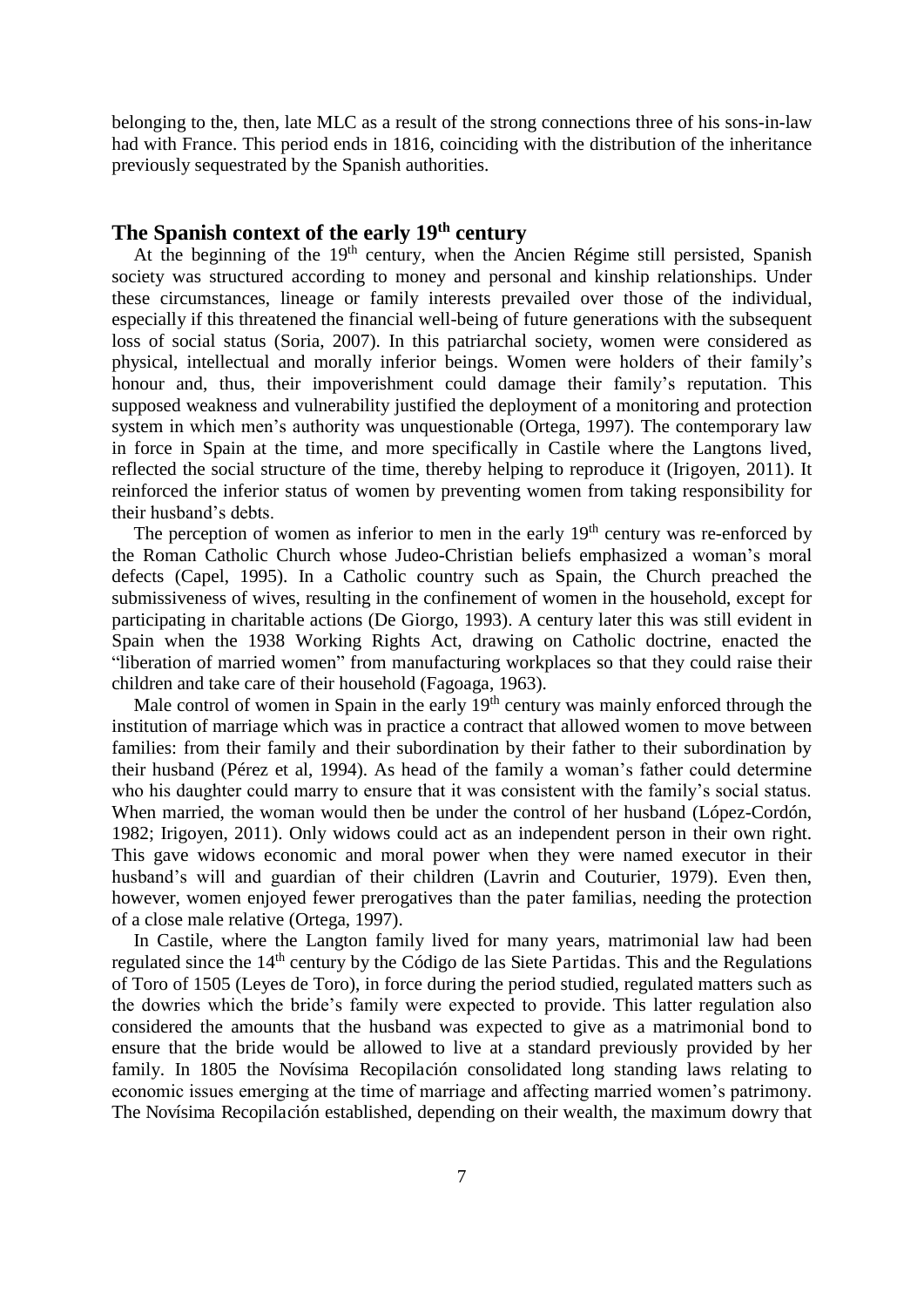belonging to the, then, late MLC as a result of the strong connections three of his sons-in-law had with France. This period ends in 1816, coinciding with the distribution of the inheritance previously sequestrated by the Spanish authorities.

## The Spanish context of the early 19th century

At the beginning of the 19th century, when the Ancien Régime still persisted, Spanish society was structured according to money and personal and kinship relationships. Under these circumstances, lineage or family interests prevailed over those of the individual, especially if this threatened the financial well-being of future generations with the subsequent loss of social status (Soria, 2007). In this patriarchal society, women were considered as physical, intellectual and morally inferior beings. Women were holders of their family's honour and, thus, their impoverishment could damage their family's reputation. This supposed weakness and vulnerability justified the deployment of a monitoring and protection system in which men's authority was unquestionable (Ortega, 1997). The contemporary law in force in Spain at the time, and more specifically in Castile where the Langtons lived, reflected the social structure of the time, thereby helping to reproduce it (Irigoyen, 2011). It reinforced the inferior status of women by preventing women from taking responsibility for their husband's debts.

The perception of women as inferior to men in the early 19th century was re-enforced by the Roman Catholic Church whose Judeo-Christian beliefs emphasized a woman's moral defects (Capel, 1995). In a Catholic country such as Spain, the Church preached the submissiveness of wives, resulting in the confinement of women in the household, except for participating in charitable actions (De Giorgo, 1993). A century later this was still evident in Spain when the 1938 Working Rights Act, drawing on Catholic doctrine, enacted the "liberation of married women" from manufacturing workplaces so that they could raise their children and take care of their household (Fagoaga, 1963).

Male control of women in Spain in the early 19th century was mainly enforced through the institution of marriage which was in practice a contract that allowed women to move between families: from their family and their subordination by their father to their subordination by their husband (Pérez et al, 1994). As head of the family a woman's father could determine who his daughter could marry to ensure that it was consistent with the family's social status. When married, the woman would then be under the control of her husband (López-Cordón, 1982; Irigoyen, 2011). Only widows could act as an independent person in their own right. This gave widows economic and moral power when they were named executor in their husband's will and guardian of their children (Lavrin and Couturier, 1979). Even then, however, women enjoyed fewer prerogatives than the pater familias, needing the protection of a close male relative (Ortega, 1997).

In Castile, where the Langton family lived for many years, matrimonial law had been regulated since the 14th century by the Código de las Siete Partidas. This and the Regulations of Toro of 1505 (Leyes de Toro), in force during the period studied, regulated matters such as the dowries which the bride's family were expected to provide. This latter regulation also considered the amounts that the husband was expected to give as a matrimonial bond to ensure that the bride would be allowed to live at a standard previously provided by her family. In 1805 the Novísima Recopilación consolidated long standing laws relating to economic issues emerging at the time of marriage and affecting married women's patrimony. The Novísima Recopilación established, depending on their wealth, the maximum dowry that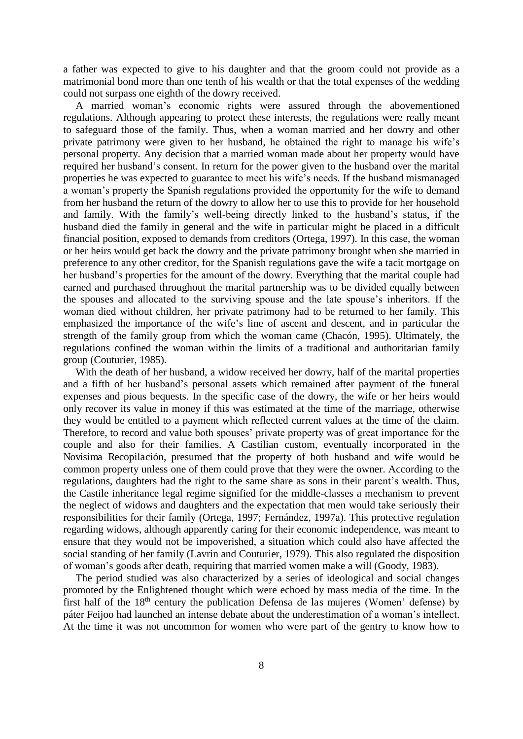a father was expected to give to his daughter and that the groom could not provide as a matrimonial bond more than one tenth of his wealth or that the total expenses of the wedding could not surpass one eighth of the dowry received.

A married woman's economic rights were assured through the abovementioned regulations. Although appearing to protect these interests, the regulations were really meant to safeguard those of the family. Thus, when a woman married and her dowry and other private patrimony were given to her husband, he obtained the right to manage his wife's personal property. Any decision that a married woman made about her property would have required her husband's consent. In return for the power given to the husband over the marital properties he was expected to guarantee to meet his wife's needs. If the husband mismanaged a woman's property the Spanish regulations provided the opportunity for the wife to demand from her husband the return of the dowry to allow her to use this to provide for her household and family. With the family's well-being directly linked to the husband's status, if the husband died the family in general and the wife in particular might be placed in a difficult financial position, exposed to demands from creditors (Ortega, 1997). In this case, the woman or her heirs would get back the dowry and the private patrimony brought when she married in preference to any other creditor, for the Spanish regulations gave the wife a tacit mortgage on her husband's properties for the amount of the dowry. Everything that the marital couple had earned and purchased throughout the marital partnership was to be divided equally between the spouses and allocated to the surviving spouse and the late spouse's inheritors. If the woman died without children, her private patrimony had to be returned to her family. This emphasized the importance of the wife's line of ascent and descent, and in particular the strength of the family group from which the woman came (Chacón, 1995). Ultimately, the regulations confined the woman within the limits of a traditional and authoritarian family group (Couturier, 1985).

With the death of her husband, a widow received her dowry, half of the marital properties and a fifth of her husband's personal assets which remained after payment of the funeral expenses and pious bequests. In the specific case of the dowry, the wife or her heirs would only recover its value in money if this was estimated at the time of the marriage, otherwise they would be entitled to a payment which reflected current values at the time of the claim. Therefore, to record and value both spouses' private property was of great importance for the couple and also for their families. A Castilian custom, eventually incorporated in the Novísima Recopilación, presumed that the property of both husband and wife would be common property unless one of them could prove that they were the owner. According to the regulations, daughters had the right to the same share as sons in their parent's wealth. Thus, the Castile inheritance legal regime signified for the middle-classes a mechanism to prevent the neglect of widows and daughters and the expectation that men would take seriously their responsibilities for their family (Ortega, 1997; Fernández, 1997a). This protective regulation regarding widows, although apparently caring for their economic independence, was meant to ensure that they would not be impoverished, a situation which could also have affected the social standing of her family (Lavrin and Couturier, 1979). This also regulated the disposition of woman's goods after death, requiring that married women make a will (Goody, 1983).

The period studied was also characterized by a series of ideological and social changes promoted by the Enlightened thought which were echoed by mass media of the time. In the first half of the 18th century the publication Defensa de las mujeres (Women' defense) by páter Feijoo had launched an intense debate about the underestimation of a woman's intellect. At the time it was not uncommon for women who were part of the gentry to know how to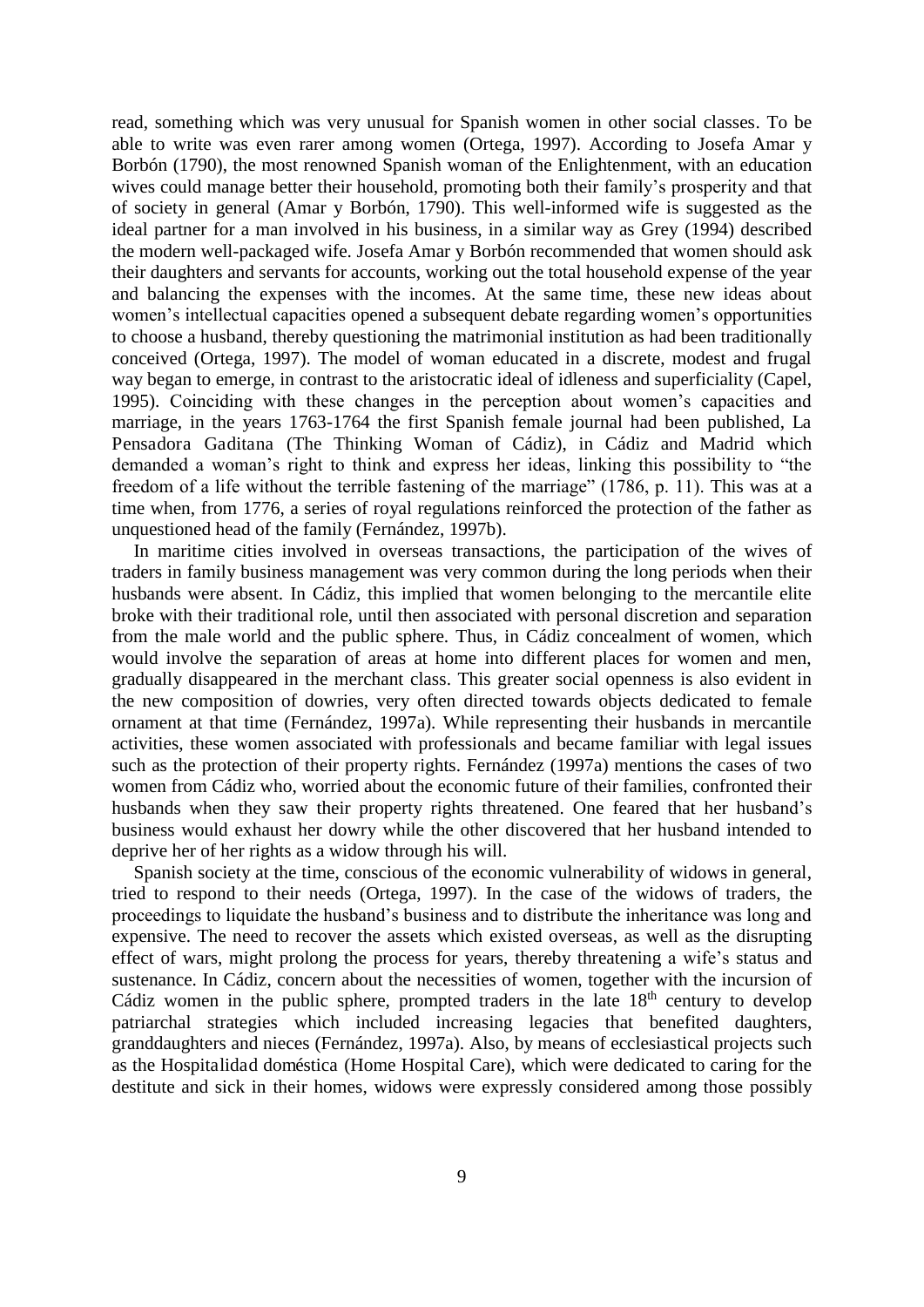read, something which was very unusual for Spanish women in other social classes. To be able to write was even rarer among women (Ortega, 1997). According to Josefa Amar y Borbón (1790), the most renowned Spanish woman of the Enlightenment, with an education wives could manage better their household, promoting both their family's prosperity and that of society in general (Amar y Borbón, 1790). This well-informed wife is suggested as the ideal partner for a man involved in his business, in a similar way as Grey (1994) described the modern well-packaged wife. Josefa Amar y Borbón recommended that women should ask their daughters and servants for accounts, working out the total household expense of the year and balancing the expenses with the incomes. At the same time, these new ideas about women's intellectual capacities opened a subsequent debate regarding women's opportunities to choose a husband, thereby questioning the matrimonial institution as had been traditionally conceived (Ortega, 1997). The model of woman educated in a discrete, modest and frugal way began to emerge, in contrast to the aristocratic ideal of idleness and superficiality (Capel, 1995). Coinciding with these changes in the perception about women's capacities and marriage, in the years 1763-1764 the first Spanish female journal had been published, La Pensadora Gaditana (The Thinking Woman of Cádiz), in Cádiz and Madrid which demanded a woman's right to think and express her ideas, linking this possibility to "the freedom of a life without the terrible fastening of the marriage" (1786, p. 11). This was at a time when, from 1776, a series of royal regulations reinforced the protection of the father as unquestioned head of the family (Fernández, 1997b).

In maritime cities involved in overseas transactions, the participation of the wives of traders in family business management was very common during the long periods when their husbands were absent. In Cádiz, this implied that women belonging to the mercantile elite broke with their traditional role, until then associated with personal discretion and separation from the male world and the public sphere. Thus, in Cádiz concealment of women, which would involve the separation of areas at home into different places for women and men, gradually disappeared in the merchant class. This greater social openness is also evident in the new composition of dowries, very often directed towards objects dedicated to female ornament at that time (Fernández, 1997a). While representing their husbands in mercantile activities, these women associated with professionals and became familiar with legal issues such as the protection of their property rights. Fernández (1997a) mentions the cases of two women from Cádiz who, worried about the economic future of their families, confronted their husbands when they saw their property rights threatened. One feared that her husband's business would exhaust her dowry while the other discovered that her husband intended to deprive her of her rights as a widow through his will.

Spanish society at the time, conscious of the economic vulnerability of widows in general, tried to respond to their needs (Ortega, 1997). In the case of the widows of traders, the proceedings to liquidate the husband's business and to distribute the inheritance was long and expensive. The need to recover the assets which existed overseas, as well as the disrupting effect of wars, might prolong the process for years, thereby threatening a wife's status and sustenance. In Cádiz, concern about the necessities of women, together with the incursion of Cádiz women in the public sphere, prompted traders in the late 18th century to develop patriarchal strategies which included increasing legacies that benefited daughters, granddaughters and nieces (Fernández, 1997a). Also, by means of ecclesiastical projects such as the Hospitalidad doméstica (Home Hospital Care), which were dedicated to caring for the destitute and sick in their homes, widows were expressly considered among those possibly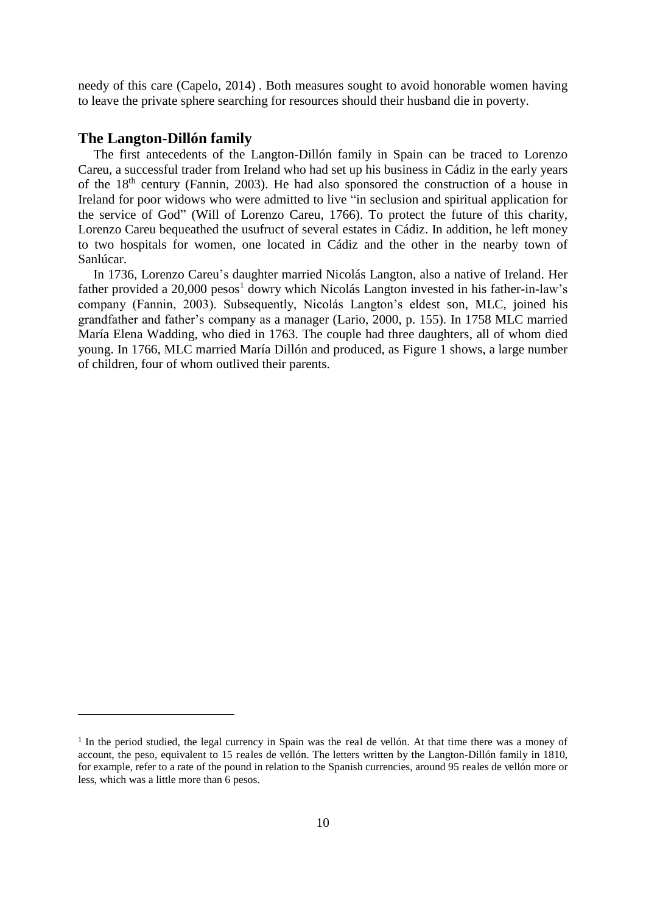needy of this care (Capelo, 2014) . Both measures sought to avoid honorable women having to leave the private sphere searching for resources should their husband die in poverty.

## The Langton-Dillón family

The first antecedents of the Langton-Dillón family in Spain can be traced to Lorenzo Careu, a successful trader from Ireland who had set up his business in Cádiz in the early years of the 18th century (Fannin, 2003). He had also sponsored the construction of a house in Ireland for poor widows who were admitted to live "in seclusion and spiritual application for the service of God" (Will of Lorenzo Careu, 1766). To protect the future of this charity, Lorenzo Careu bequeathed the usufruct of several estates in Cádiz. In addition, he left money to two hospitals for women, one located in Cádiz and the other in the nearby town of Sanlúcar.

In 1736, Lorenzo Careu's daughter married Nicolás Langton, also a native of Ireland. Her father provided a 20,000 pesos[1] dowry which Nicolás Langton invested in his father-in-law's company (Fannin, 2003). Subsequently, Nicolás Langton's eldest son, MLC, joined his grandfather and father's company as a manager (Lario, 2000, p. 155). In 1758 MLC married María Elena Wadding, who died in 1763. The couple had three daughters, all of whom died young. In 1766, MLC married María Dillón and produced, as Figure 1 shows, a large number of children, four of whom outlived their parents.

[1] In the period studied, the legal currency in Spain was the real de vellón. At that time there was a money of account, the peso, equivalent to 15 reales de vellón. The letters written by the Langton-Dillón family in 1810, for example, refer to a rate of the pound in relation to the Spanish currencies, around 95 reales de vellón more or less, which was a little more than 6 pesos.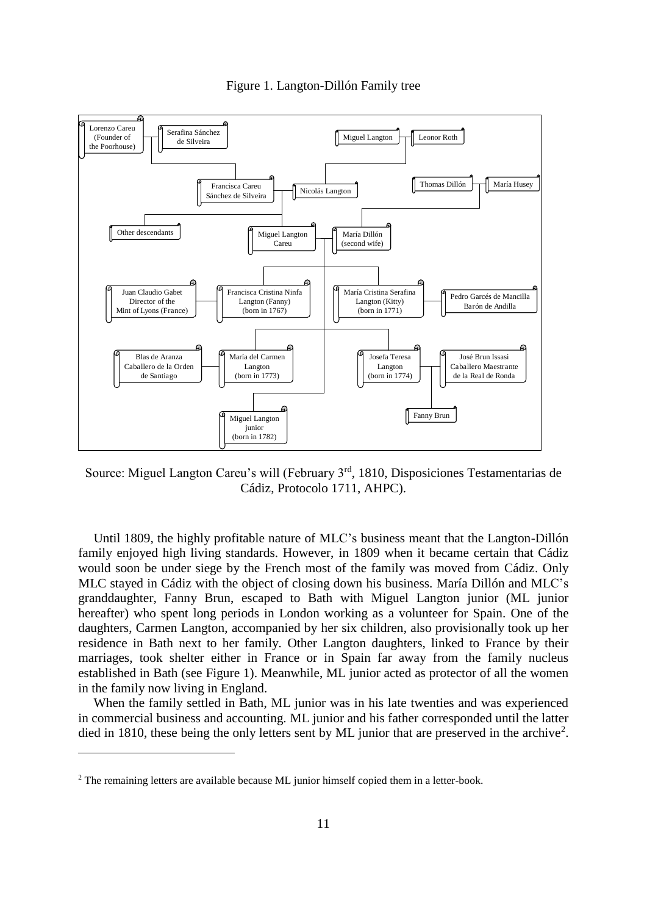Figure 1. Langton-Dillón Family tree

Lorenzo Careu (Founder of the Poorhouse)

Serafina Sánchez de Silveira

Miguel Langton

Leonor Roth

Francisca Careu Sánchez de Silveira

Nicolás Langton

Thomas Dillón

María Husey

Other descendants

Miguel Langton Careu

María Dillón (second wife)

Juan Claudio Gabet Director of the Mint of Lyons (France)

Francisca Cristina Ninfa Langton (Fanny) (born in 1767)

María Cristina Serafina Langton (Kitty) (born in 1771)

Pedro Garcés de Mancilla Barón de Andilla

Blas de Aranza Caballero de la Orden de Santiago

María del Carmen Langton (born in 1773)

Josefa Teresa Langton (born in 1774)

José Brun Issasi Caballero Maestrante de la Real de Ronda

Fanny Brun

Miguel Langton junior (born in 1782)

Source: Miguel Langton Careu's will (February 3rd, 1810, Disposiciones Testamentarias de Cádiz, Protocolo 1711, AHPC).

Until 1809, the highly profitable nature of MLC's business meant that the Langton-Dillón family enjoyed high living standards. However, in 1809 when it became certain that Cádiz would soon be under siege by the French most of the family was moved from Cádiz. Only MLC stayed in Cádiz with the object of closing down his business. María Dillón and MLC's granddaughter, Fanny Brun, escaped to Bath with Miguel Langton junior (ML junior hereafter) who spent long periods in London working as a volunteer for Spain. One of the daughters, Carmen Langton, accompanied by her six children, also provisionally took up her residence in Bath next to her family. Other Langton daughters, linked to France by their marriages, took shelter either in France or in Spain far away from the family nucleus established in Bath (see Figure 1). Meanwhile, ML junior acted as protector of all the women in the family now living in England.

When the family settled in Bath, ML junior was in his late twenties and was experienced in commercial business and accounting. ML junior and his father corresponded until the latter died in 1810, these being the only letters sent by ML junior that are preserved in the archive[2].

[2] The remaining letters are available because ML junior himself copied them in a letter-book.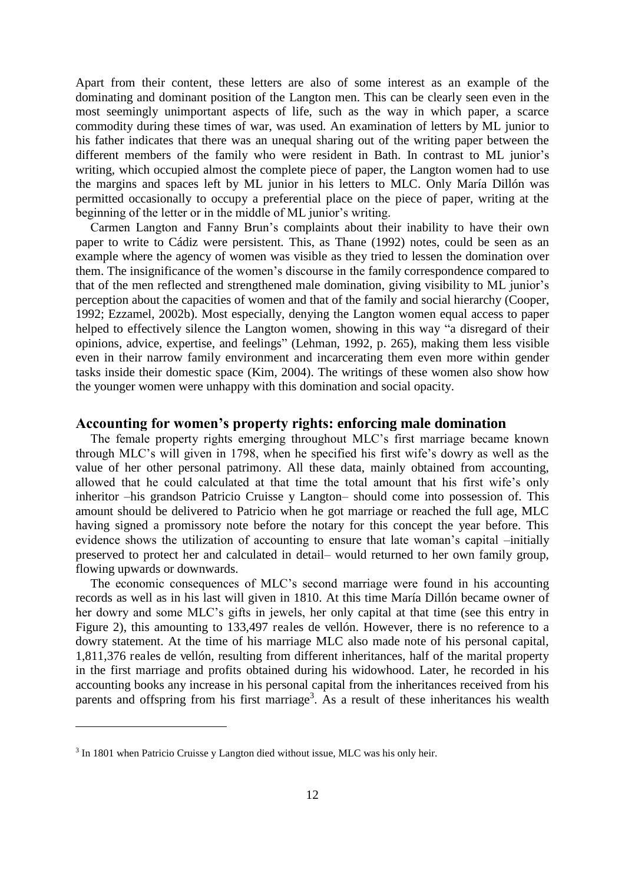Apart from their content, these letters are also of some interest as an example of the dominating and dominant position of the Langton men. This can be clearly seen even in the most seemingly unimportant aspects of life, such as the way in which paper, a scarce commodity during these times of war, was used. An examination of letters by ML junior to his father indicates that there was an unequal sharing out of the writing paper between the different members of the family who were resident in Bath. In contrast to ML junior's writing, which occupied almost the complete piece of paper, the Langton women had to use the margins and spaces left by ML junior in his letters to MLC. Only María Dillón was permitted occasionally to occupy a preferential place on the piece of paper, writing at the beginning of the letter or in the middle of ML junior's writing.

Carmen Langton and Fanny Brun's complaints about their inability to have their own paper to write to Cádiz were persistent. This, as Thane (1992) notes, could be seen as an example where the agency of women was visible as they tried to lessen the domination over them. The insignificance of the women's discourse in the family correspondence compared to that of the men reflected and strengthened male domination, giving visibility to ML junior's perception about the capacities of women and that of the family and social hierarchy (Cooper, 1992; Ezzamel, 2002b). Most especially, denying the Langton women equal access to paper helped to effectively silence the Langton women, showing in this way "a disregard of their opinions, advice, expertise, and feelings" (Lehman, 1992, p. 265), making them less visible even in their narrow family environment and incarcerating them even more within gender tasks inside their domestic space (Kim, 2004). The writings of these women also show how the younger women were unhappy with this domination and social opacity.

## Accounting for women's property rights: enforcing male domination

The female property rights emerging throughout MLC's first marriage became known through MLC's will given in 1798, when he specified his first wife's dowry as well as the value of her other personal patrimony. All these data, mainly obtained from accounting, allowed that he could calculated at that time the total amount that his first wife's only inheritor –his grandson Patricio Cruisse y Langton– should come into possession of. This amount should be delivered to Patricio when he got marriage or reached the full age, MLC having signed a promissory note before the notary for this concept the year before. This evidence shows the utilization of accounting to ensure that late woman's capital –initially preserved to protect her and calculated in detail– would returned to her own family group, flowing upwards or downwards.

The economic consequences of MLC's second marriage were found in his accounting records as well as in his last will given in 1810. At this time María Dillón became owner of her dowry and some MLC's gifts in jewels, her only capital at that time (see this entry in Figure 2), this amounting to 133,497 reales de vellón. However, there is no reference to a dowry statement. At the time of his marriage MLC also made note of his personal capital, 1,811,376 reales de vellón, resulting from different inheritances, half of the marital property in the first marriage and profits obtained during his widowhood. Later, he recorded in his accounting books any increase in his personal capital from the inheritances received from his parents and offspring from his first marriage[3]. As a result of these inheritances his wealth

[3] In 1801 when Patricio Cruisse y Langton died without issue, MLC was his only heir.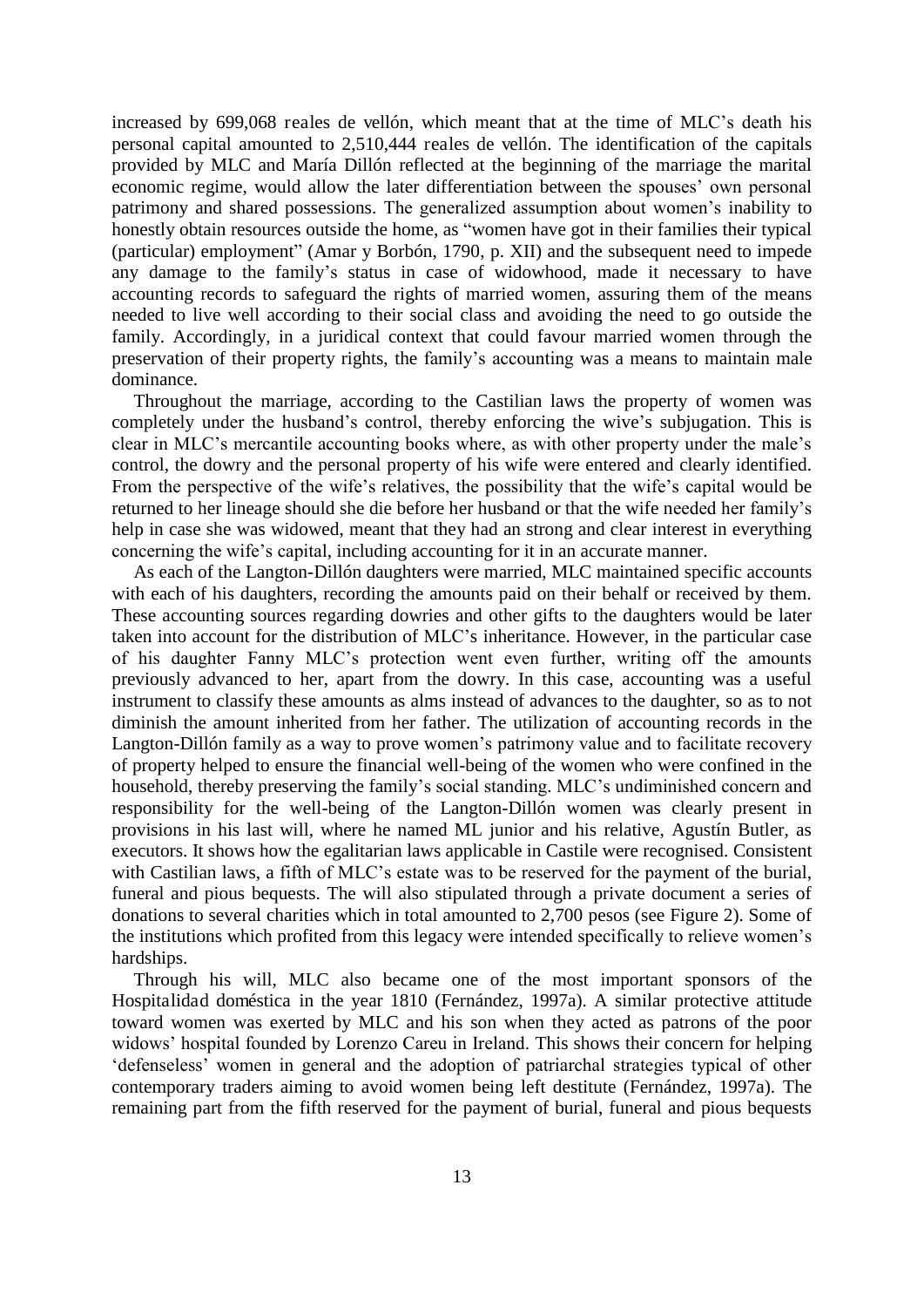increased by 699,068 reales de vellón, which meant that at the time of MLC's death his personal capital amounted to 2,510,444 reales de vellón. The identification of the capitals provided by MLC and María Dillón reflected at the beginning of the marriage the marital economic regime, would allow the later differentiation between the spouses' own personal patrimony and shared possessions. The generalized assumption about women's inability to honestly obtain resources outside the home, as "women have got in their families their typical (particular) employment" (Amar y Borbón, 1790, p. XII) and the subsequent need to impede any damage to the family's status in case of widowhood, made it necessary to have accounting records to safeguard the rights of married women, assuring them of the means needed to live well according to their social class and avoiding the need to go outside the family. Accordingly, in a juridical context that could favour married women through the preservation of their property rights, the family's accounting was a means to maintain male dominance.

Throughout the marriage, according to the Castilian laws the property of women was completely under the husband's control, thereby enforcing the wive's subjugation. This is clear in MLC's mercantile accounting books where, as with other property under the male's control, the dowry and the personal property of his wife were entered and clearly identified. From the perspective of the wife's relatives, the possibility that the wife's capital would be returned to her lineage should she die before her husband or that the wife needed her family's help in case she was widowed, meant that they had an strong and clear interest in everything concerning the wife's capital, including accounting for it in an accurate manner.

As each of the Langton-Dillón daughters were married, MLC maintained specific accounts with each of his daughters, recording the amounts paid on their behalf or received by them. These accounting sources regarding dowries and other gifts to the daughters would be later taken into account for the distribution of MLC's inheritance. However, in the particular case of his daughter Fanny MLC's protection went even further, writing off the amounts previously advanced to her, apart from the dowry. In this case, accounting was a useful instrument to classify these amounts as alms instead of advances to the daughter, so as to not diminish the amount inherited from her father. The utilization of accounting records in the Langton-Dillón family as a way to prove women's patrimony value and to facilitate recovery of property helped to ensure the financial well-being of the women who were confined in the household, thereby preserving the family's social standing. MLC's undiminished concern and responsibility for the well-being of the Langton-Dillón women was clearly present in provisions in his last will, where he named ML junior and his relative, Agustín Butler, as executors. It shows how the egalitarian laws applicable in Castile were recognised. Consistent with Castilian laws, a fifth of MLC's estate was to be reserved for the payment of the burial, funeral and pious bequests. The will also stipulated through a private document a series of donations to several charities which in total amounted to 2,700 pesos (see Figure 2). Some of the institutions which profited from this legacy were intended specifically to relieve women's hardships.

Through his will, MLC also became one of the most important sponsors of the Hospitalidad doméstica in the year 1810 (Fernández, 1997a). A similar protective attitude toward women was exerted by MLC and his son when they acted as patrons of the poor widows' hospital founded by Lorenzo Careu in Ireland. This shows their concern for helping 'defenseless' women in general and the adoption of patriarchal strategies typical of other contemporary traders aiming to avoid women being left destitute (Fernández, 1997a). The remaining part from the fifth reserved for the payment of burial, funeral and pious bequests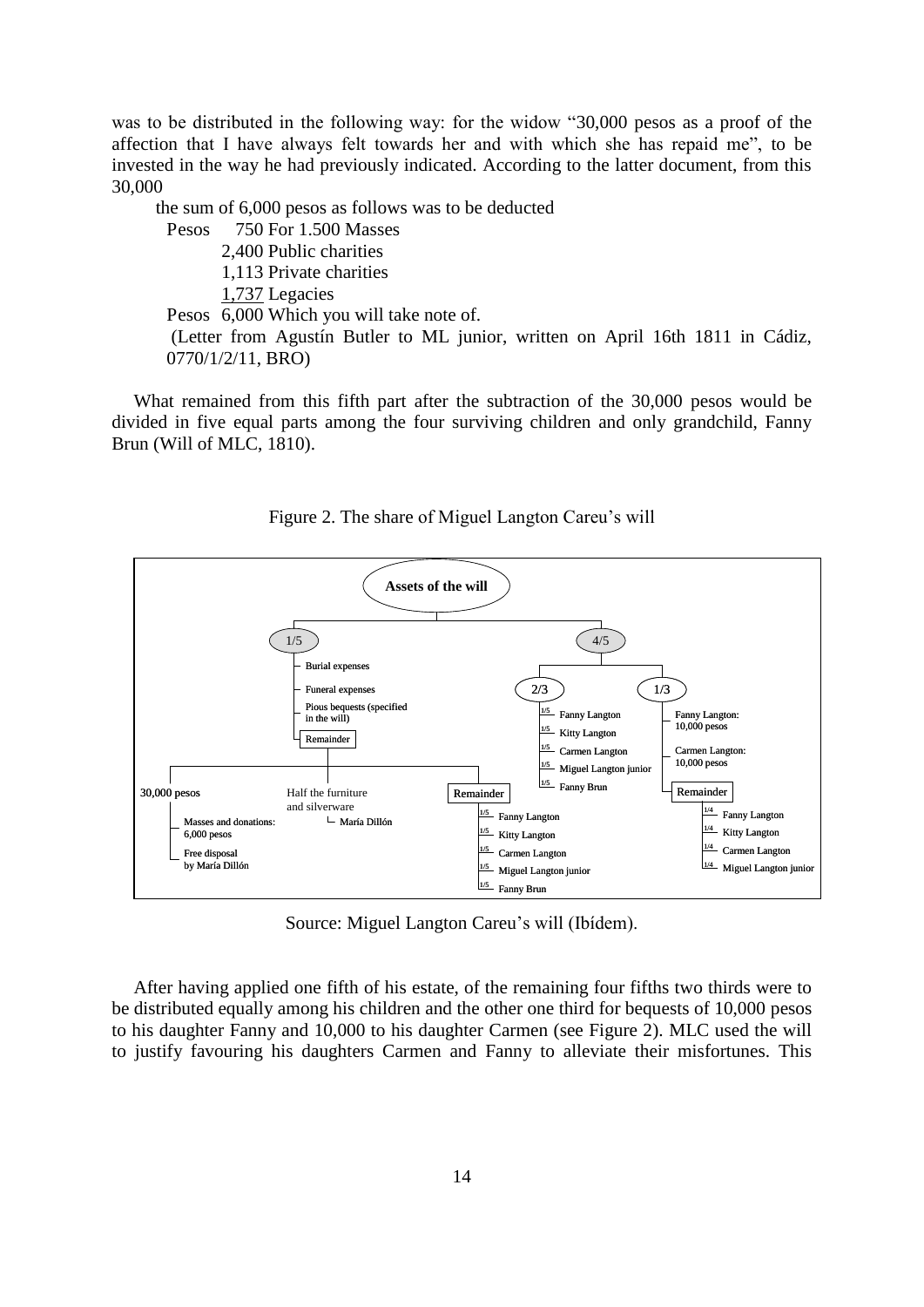was to be distributed in the following way: for the widow "30,000 pesos as a proof of the affection that I have always felt towards her and with which she has repaid me", to be invested in the way he had previously indicated. According to the latter document, from this 30,000

> the sum of 6,000 pesos as follows was to be deducted
>
> Pesos 750 For 1.500 Masses
> 2,400 Public charities
> 1,113 Private charities
> 1,737 Legacies
> Pesos 6,000 Which you will take note of.
>
> (Letter from Agustín Butler to ML junior, written on April 16th 1811 in Cádiz, 0770/1/2/11, BRO)

What remained from this fifth part after the subtraction of the 30,000 pesos would be divided in five equal parts among the four surviving children and only grandchild, Fanny Brun (Will of MLC, 1810).

Figure 2. The share of Miguel Langton Careu's will

Assets of the will

1/5
Burial expenses
Funeral expenses
Pious bequests (specified in the will)
Remainder

30,000 pesos
Masses and donations: 6,000 pesos
Free disposal by María Dillón

Half the furniture and silverware
María Dillón

Remainder
1/5 Fanny Langton
1/5 Kitty Langton
1/5 Carmen Langton
1/5 Miguel Langton junior
1/5 Fanny Brun

4/5

2/3
1/5 Fanny Langton
1/5 Kitty Langton
1/5 Carmen Langton
1/5 Miguel Langton junior
1/5 Fanny Brun

1/3
Fanny Langton: 10,000 pesos
Carmen Langton: 10,000 pesos
Remainder
1/4 Fanny Langton
1/4 Kitty Langton
1/4 Carmen Langton
1/4 Miguel Langton junior

Source: Miguel Langton Careu's will (Ibídem).

After having applied one fifth of his estate, of the remaining four fifths two thirds were to be distributed equally among his children and the other one third for bequests of 10,000 pesos to his daughter Fanny and 10,000 to his daughter Carmen (see Figure 2). MLC used the will to justify favouring his daughters Carmen and Fanny to alleviate their misfortunes. This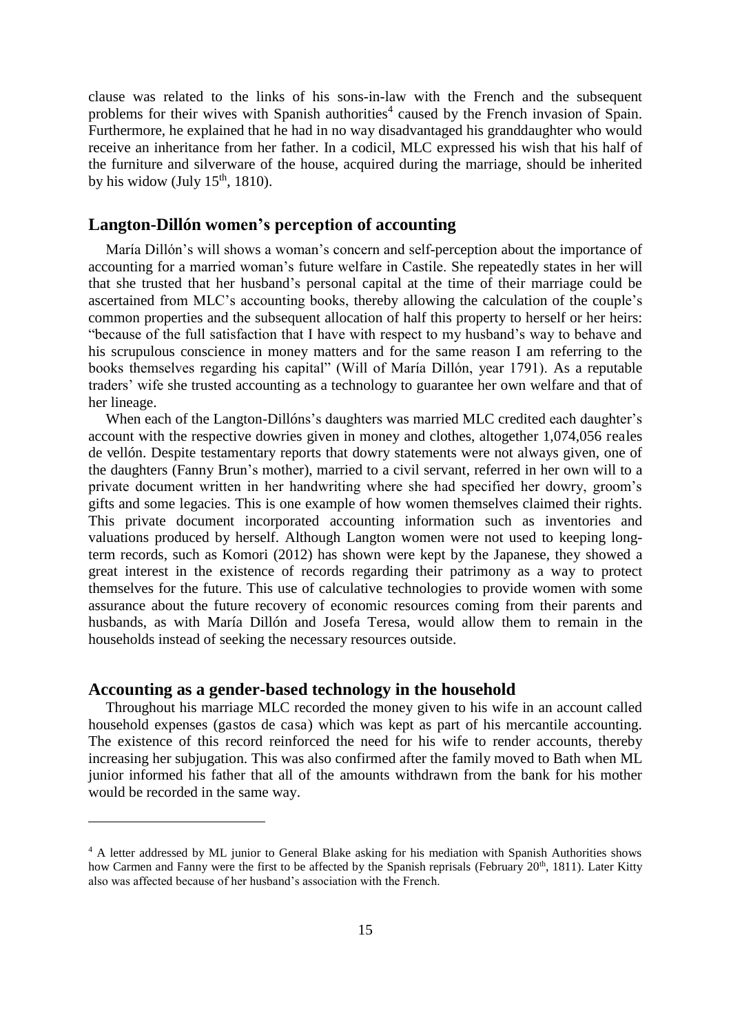clause was related to the links of his sons-in-law with the French and the subsequent problems for their wives with Spanish authorities[4] caused by the French invasion of Spain. Furthermore, he explained that he had in no way disadvantaged his granddaughter who would receive an inheritance from her father. In a codicil, MLC expressed his wish that his half of the furniture and silverware of the house, acquired during the marriage, should be inherited by his widow (July 15th, 1810).

## Langton-Dillón women's perception of accounting

María Dillón's will shows a woman's concern and self-perception about the importance of accounting for a married woman's future welfare in Castile. She repeatedly states in her will that she trusted that her husband's personal capital at the time of their marriage could be ascertained from MLC's accounting books, thereby allowing the calculation of the couple's common properties and the subsequent allocation of half this property to herself or her heirs: "because of the full satisfaction that I have with respect to my husband's way to behave and his scrupulous conscience in money matters and for the same reason I am referring to the books themselves regarding his capital" (Will of María Dillón, year 1791). As a reputable traders' wife she trusted accounting as a technology to guarantee her own welfare and that of her lineage.

When each of the Langton-Dillóns's daughters was married MLC credited each daughter's account with the respective dowries given in money and clothes, altogether 1,074,056 reales de vellón. Despite testamentary reports that dowry statements were not always given, one of the daughters (Fanny Brun's mother), married to a civil servant, referred in her own will to a private document written in her handwriting where she had specified her dowry, groom's gifts and some legacies. This is one example of how women themselves claimed their rights. This private document incorporated accounting information such as inventories and valuations produced by herself. Although Langton women were not used to keeping long-term records, such as Komori (2012) has shown were kept by the Japanese, they showed a great interest in the existence of records regarding their patrimony as a way to protect themselves for the future. This use of calculative technologies to provide women with some assurance about the future recovery of economic resources coming from their parents and husbands, as with María Dillón and Josefa Teresa, would allow them to remain in the households instead of seeking the necessary resources outside.

## Accounting as a gender-based technology in the household

Throughout his marriage MLC recorded the money given to his wife in an account called household expenses (gastos de casa) which was kept as part of his mercantile accounting. The existence of this record reinforced the need for his wife to render accounts, thereby increasing her subjugation. This was also confirmed after the family moved to Bath when ML junior informed his father that all of the amounts withdrawn from the bank for his mother would be recorded in the same way.

[4] A letter addressed by ML junior to General Blake asking for his mediation with Spanish Authorities shows how Carmen and Fanny were the first to be affected by the Spanish reprisals (February 20th, 1811). Later Kitty also was affected because of her husband's association with the French.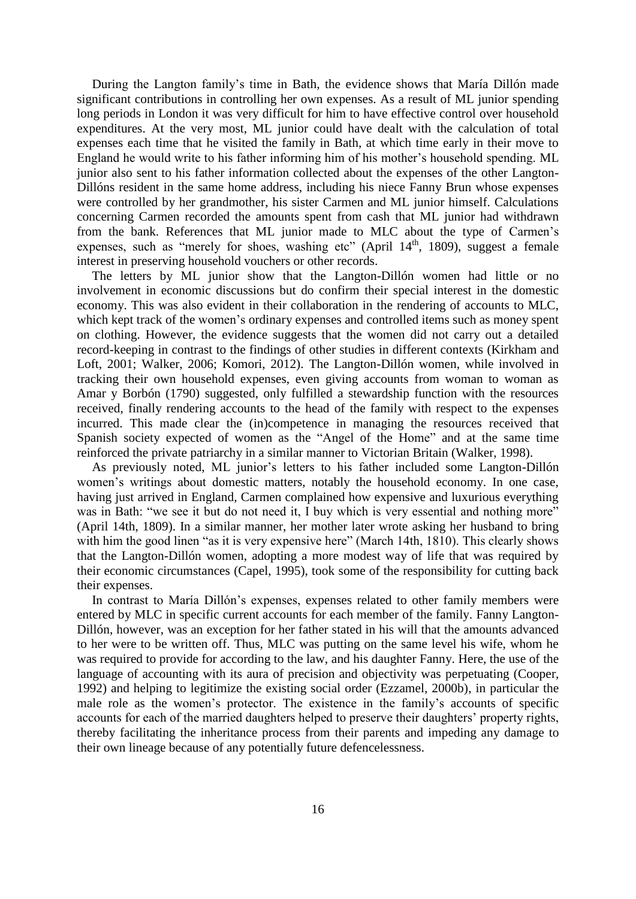During the Langton family's time in Bath, the evidence shows that María Dillón made significant contributions in controlling her own expenses. As a result of ML junior spending long periods in London it was very difficult for him to have effective control over household expenditures. At the very most, ML junior could have dealt with the calculation of total expenses each time that he visited the family in Bath, at which time early in their move to England he would write to his father informing him of his mother's household spending. ML junior also sent to his father information collected about the expenses of the other Langton-Dillóns resident in the same home address, including his niece Fanny Brun whose expenses were controlled by her grandmother, his sister Carmen and ML junior himself. Calculations concerning Carmen recorded the amounts spent from cash that ML junior had withdrawn from the bank. References that ML junior made to MLC about the type of Carmen's expenses, such as "merely for shoes, washing etc" (April 14th, 1809), suggest a female interest in preserving household vouchers or other records.

The letters by ML junior show that the Langton-Dillón women had little or no involvement in economic discussions but do confirm their special interest in the domestic economy. This was also evident in their collaboration in the rendering of accounts to MLC, which kept track of the women's ordinary expenses and controlled items such as money spent on clothing. However, the evidence suggests that the women did not carry out a detailed record-keeping in contrast to the findings of other studies in different contexts (Kirkham and Loft, 2001; Walker, 2006; Komori, 2012). The Langton-Dillón women, while involved in tracking their own household expenses, even giving accounts from woman to woman as Amar y Borbón (1790) suggested, only fulfilled a stewardship function with the resources received, finally rendering accounts to the head of the family with respect to the expenses incurred. This made clear the (in)competence in managing the resources received that Spanish society expected of women as the "Angel of the Home" and at the same time reinforced the private patriarchy in a similar manner to Victorian Britain (Walker, 1998).

As previously noted, ML junior's letters to his father included some Langton-Dillón women's writings about domestic matters, notably the household economy. In one case, having just arrived in England, Carmen complained how expensive and luxurious everything was in Bath: "we see it but do not need it, I buy which is very essential and nothing more" (April 14th, 1809). In a similar manner, her mother later wrote asking her husband to bring with him the good linen "as it is very expensive here" (March 14th, 1810). This clearly shows that the Langton-Dillón women, adopting a more modest way of life that was required by their economic circumstances (Capel, 1995), took some of the responsibility for cutting back their expenses.

In contrast to María Dillón's expenses, expenses related to other family members were entered by MLC in specific current accounts for each member of the family. Fanny Langton-Dillón, however, was an exception for her father stated in his will that the amounts advanced to her were to be written off. Thus, MLC was putting on the same level his wife, whom he was required to provide for according to the law, and his daughter Fanny. Here, the use of the language of accounting with its aura of precision and objectivity was perpetuating (Cooper, 1992) and helping to legitimize the existing social order (Ezzamel, 2000b), in particular the male role as the women's protector. The existence in the family's accounts of specific accounts for each of the married daughters helped to preserve their daughters' property rights, thereby facilitating the inheritance process from their parents and impeding any damage to their own lineage because of any potentially future defencelessness.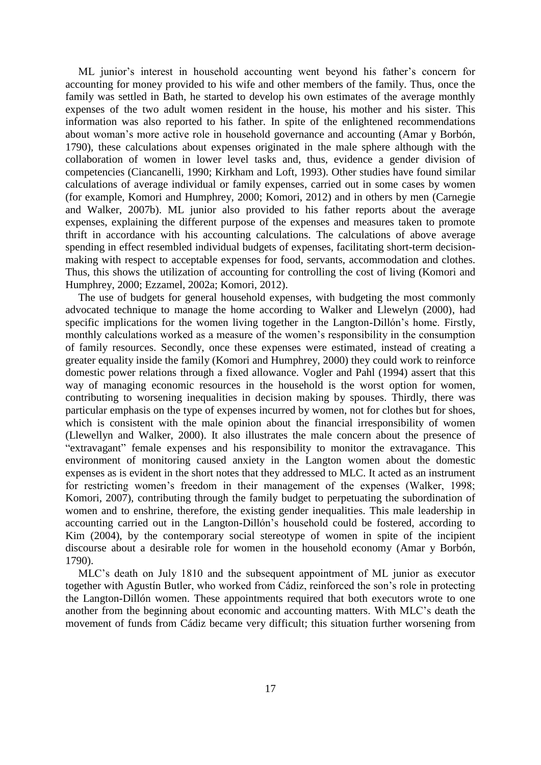ML junior's interest in household accounting went beyond his father's concern for accounting for money provided to his wife and other members of the family. Thus, once the family was settled in Bath, he started to develop his own estimates of the average monthly expenses of the two adult women resident in the house, his mother and his sister. This information was also reported to his father. In spite of the enlightened recommendations about woman's more active role in household governance and accounting (Amar y Borbón, 1790), these calculations about expenses originated in the male sphere although with the collaboration of women in lower level tasks and, thus, evidence a gender division of competencies (Ciancanelli, 1990; Kirkham and Loft, 1993). Other studies have found similar calculations of average individual or family expenses, carried out in some cases by women (for example, Komori and Humphrey, 2000; Komori, 2012) and in others by men (Carnegie and Walker, 2007b). ML junior also provided to his father reports about the average expenses, explaining the different purpose of the expenses and measures taken to promote thrift in accordance with his accounting calculations. The calculations of above average spending in effect resembled individual budgets of expenses, facilitating short-term decision-making with respect to acceptable expenses for food, servants, accommodation and clothes. Thus, this shows the utilization of accounting for controlling the cost of living (Komori and Humphrey, 2000; Ezzamel, 2002a; Komori, 2012).

The use of budgets for general household expenses, with budgeting the most commonly advocated technique to manage the home according to Walker and Llewelyn (2000), had specific implications for the women living together in the Langton-Dillón's home. Firstly, monthly calculations worked as a measure of the women's responsibility in the consumption of family resources. Secondly, once these expenses were estimated, instead of creating a greater equality inside the family (Komori and Humphrey, 2000) they could work to reinforce domestic power relations through a fixed allowance. Vogler and Pahl (1994) assert that this way of managing economic resources in the household is the worst option for women, contributing to worsening inequalities in decision making by spouses. Thirdly, there was particular emphasis on the type of expenses incurred by women, not for clothes but for shoes, which is consistent with the male opinion about the financial irresponsibility of women (Llewellyn and Walker, 2000). It also illustrates the male concern about the presence of "extravagant" female expenses and his responsibility to monitor the extravagance. This environment of monitoring caused anxiety in the Langton women about the domestic expenses as is evident in the short notes that they addressed to MLC. It acted as an instrument for restricting women's freedom in their management of the expenses (Walker, 1998; Komori, 2007), contributing through the family budget to perpetuating the subordination of women and to enshrine, therefore, the existing gender inequalities. This male leadership in accounting carried out in the Langton-Dillón's household could be fostered, according to Kim (2004), by the contemporary social stereotype of women in spite of the incipient discourse about a desirable role for women in the household economy (Amar y Borbón, 1790).

MLC's death on July 1810 and the subsequent appointment of ML junior as executor together with Agustín Butler, who worked from Cádiz, reinforced the son's role in protecting the Langton-Dillón women. These appointments required that both executors wrote to one another from the beginning about economic and accounting matters. With MLC's death the movement of funds from Cádiz became very difficult; this situation further worsening from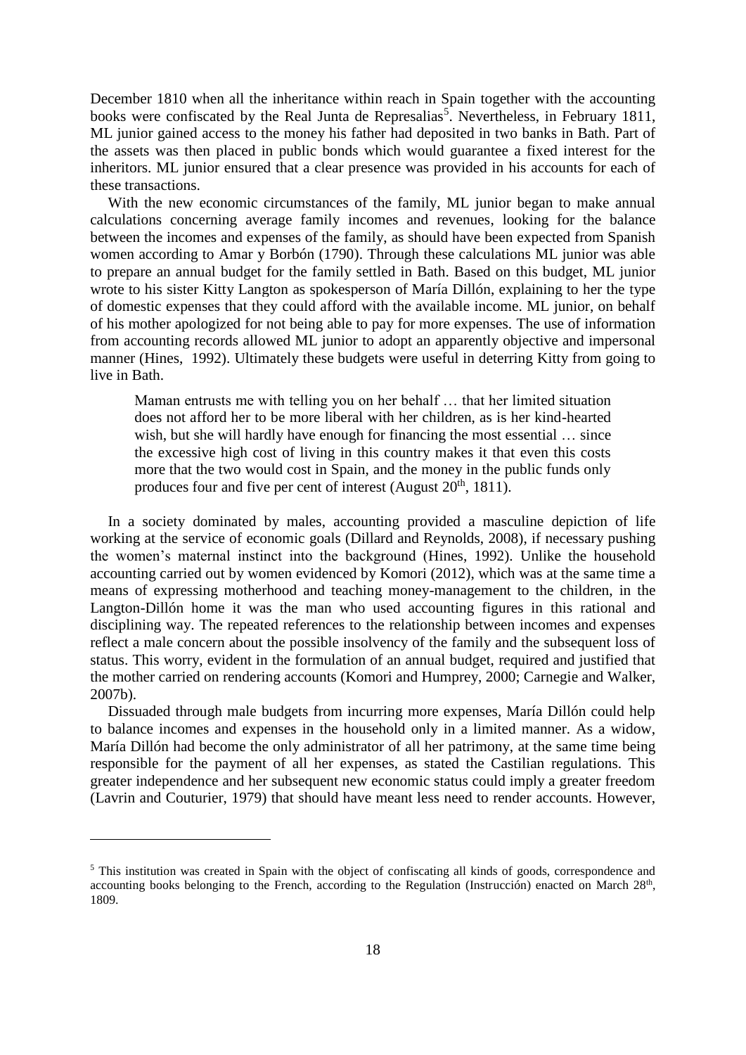December 1810 when all the inheritance within reach in Spain together with the accounting books were confiscated by the Real Junta de Represalias[5]. Nevertheless, in February 1811, ML junior gained access to the money his father had deposited in two banks in Bath. Part of the assets was then placed in public bonds which would guarantee a fixed interest for the inheritors. ML junior ensured that a clear presence was provided in his accounts for each of these transactions.

With the new economic circumstances of the family, ML junior began to make annual calculations concerning average family incomes and revenues, looking for the balance between the incomes and expenses of the family, as should have been expected from Spanish women according to Amar y Borbón (1790). Through these calculations ML junior was able to prepare an annual budget for the family settled in Bath. Based on this budget, ML junior wrote to his sister Kitty Langton as spokesperson of María Dillón, explaining to her the type of domestic expenses that they could afford with the available income. ML junior, on behalf of his mother apologized for not being able to pay for more expenses. The use of information from accounting records allowed ML junior to adopt an apparently objective and impersonal manner (Hines, 1992). Ultimately these budgets were useful in deterring Kitty from going to live in Bath.

> Maman entrusts me with telling you on her behalf … that her limited situation does not afford her to be more liberal with her children, as is her kind-hearted wish, but she will hardly have enough for financing the most essential … since the excessive high cost of living in this country makes it that even this costs more that the two would cost in Spain, and the money in the public funds only produces four and five per cent of interest (August 20th, 1811).

In a society dominated by males, accounting provided a masculine depiction of life working at the service of economic goals (Dillard and Reynolds, 2008), if necessary pushing the women's maternal instinct into the background (Hines, 1992). Unlike the household accounting carried out by women evidenced by Komori (2012), which was at the same time a means of expressing motherhood and teaching money-management to the children, in the Langton-Dillón home it was the man who used accounting figures in this rational and disciplining way. The repeated references to the relationship between incomes and expenses reflect a male concern about the possible insolvency of the family and the subsequent loss of status. This worry, evident in the formulation of an annual budget, required and justified that the mother carried on rendering accounts (Komori and Humprey, 2000; Carnegie and Walker, 2007b).

Dissuaded through male budgets from incurring more expenses, María Dillón could help to balance incomes and expenses in the household only in a limited manner. As a widow, María Dillón had become the only administrator of all her patrimony, at the same time being responsible for the payment of all her expenses, as stated the Castilian regulations. This greater independence and her subsequent new economic status could imply a greater freedom (Lavrin and Couturier, 1979) that should have meant less need to render accounts. However,

[5] This institution was created in Spain with the object of confiscating all kinds of goods, correspondence and accounting books belonging to the French, according to the Regulation (Instrucción) enacted on March 28th, 1809.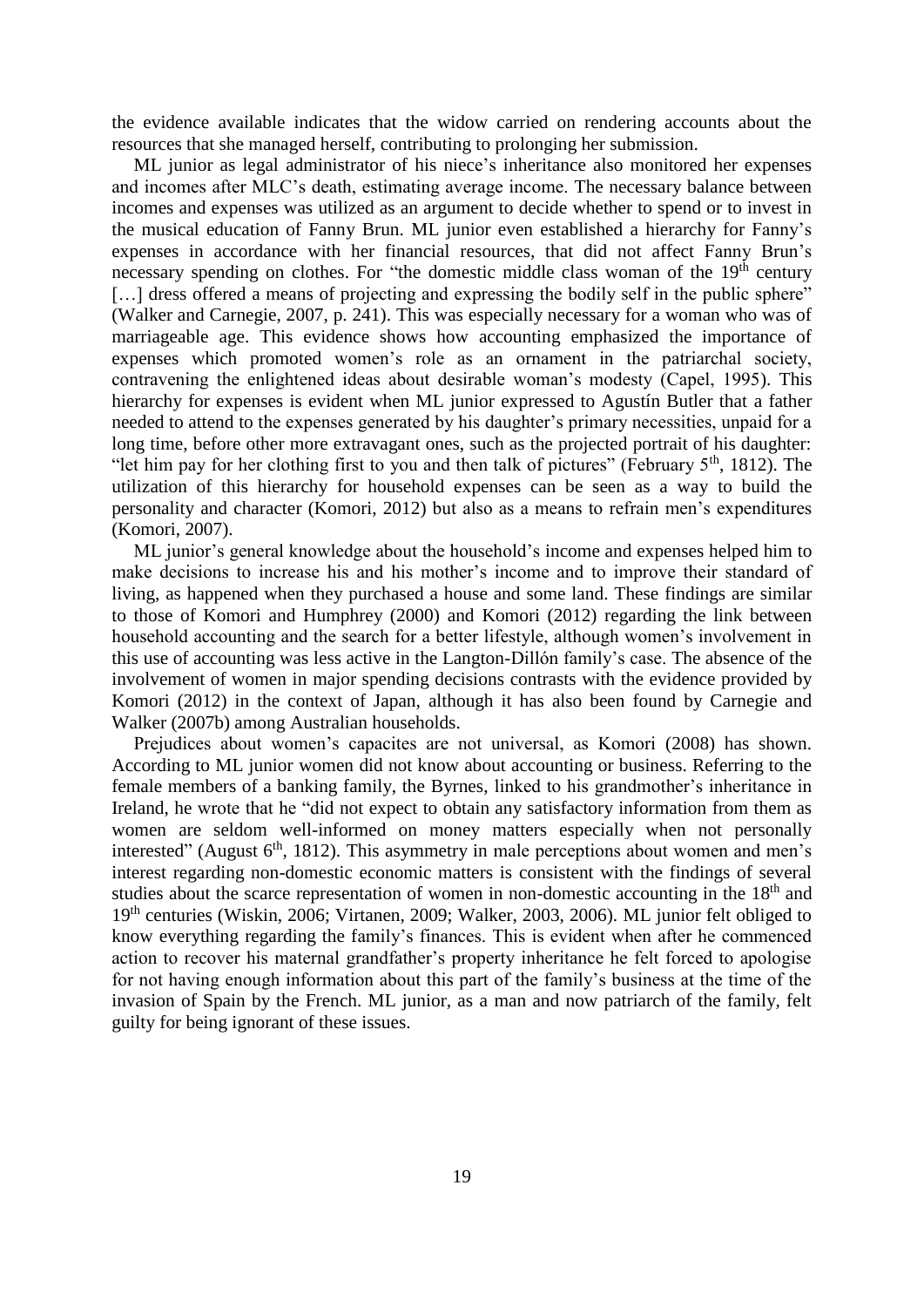the evidence available indicates that the widow carried on rendering accounts about the resources that she managed herself, contributing to prolonging her submission.

ML junior as legal administrator of his niece's inheritance also monitored her expenses and incomes after MLC's death, estimating average income. The necessary balance between incomes and expenses was utilized as an argument to decide whether to spend or to invest in the musical education of Fanny Brun. ML junior even established a hierarchy for Fanny's expenses in accordance with her financial resources, that did not affect Fanny Brun's necessary spending on clothes. For "the domestic middle class woman of the 19th century [...] dress offered a means of projecting and expressing the bodily self in the public sphere" (Walker and Carnegie, 2007, p. 241). This was especially necessary for a woman who was of marriageable age. This evidence shows how accounting emphasized the importance of expenses which promoted women's role as an ornament in the patriarchal society, contravening the enlightened ideas about desirable woman's modesty (Capel, 1995). This hierarchy for expenses is evident when ML junior expressed to Agustín Butler that a father needed to attend to the expenses generated by his daughter's primary necessities, unpaid for a long time, before other more extravagant ones, such as the projected portrait of his daughter: "let him pay for her clothing first to you and then talk of pictures" (February 5th, 1812). The utilization of this hierarchy for household expenses can be seen as a way to build the personality and character (Komori, 2012) but also as a means to refrain men's expenditures (Komori, 2007).

ML junior's general knowledge about the household's income and expenses helped him to make decisions to increase his and his mother's income and to improve their standard of living, as happened when they purchased a house and some land. These findings are similar to those of Komori and Humphrey (2000) and Komori (2012) regarding the link between household accounting and the search for a better lifestyle, although women's involvement in this use of accounting was less active in the Langton-Dillón family's case. The absence of the involvement of women in major spending decisions contrasts with the evidence provided by Komori (2012) in the context of Japan, although it has also been found by Carnegie and Walker (2007b) among Australian households.

Prejudices about women's capacites are not universal, as Komori (2008) has shown. According to ML junior women did not know about accounting or business. Referring to the female members of a banking family, the Byrnes, linked to his grandmother's inheritance in Ireland, he wrote that he "did not expect to obtain any satisfactory information from them as women are seldom well-informed on money matters especially when not personally interested" (August 6th, 1812). This asymmetry in male perceptions about women and men's interest regarding non-domestic economic matters is consistent with the findings of several studies about the scarce representation of women in non-domestic accounting in the 18th and 19th centuries (Wiskin, 2006; Virtanen, 2009; Walker, 2003, 2006). ML junior felt obliged to know everything regarding the family's finances. This is evident when after he commenced action to recover his maternal grandfather's property inheritance he felt forced to apologise for not having enough information about this part of the family's business at the time of the invasion of Spain by the French. ML junior, as a man and now patriarch of the family, felt guilty for being ignorant of these issues.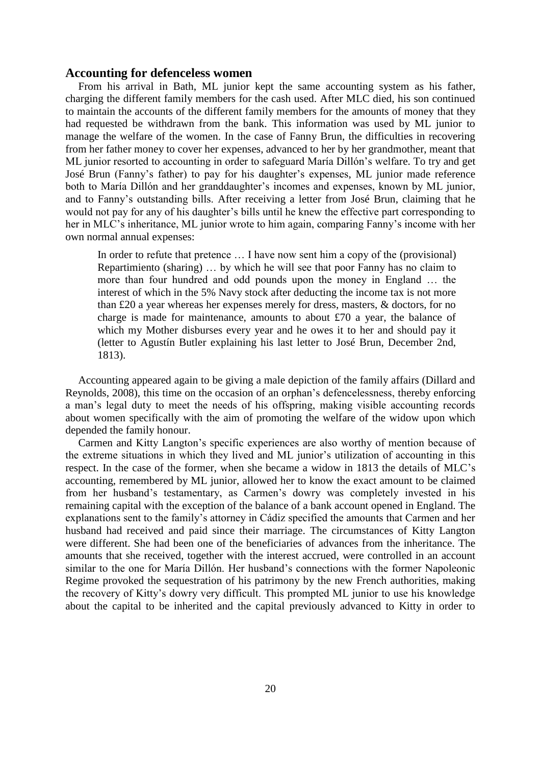## Accounting for defenceless women

From his arrival in Bath, ML junior kept the same accounting system as his father, charging the different family members for the cash used. After MLC died, his son continued to maintain the accounts of the different family members for the amounts of money that they had requested be withdrawn from the bank. This information was used by ML junior to manage the welfare of the women. In the case of Fanny Brun, the difficulties in recovering from her father money to cover her expenses, advanced to her by her grandmother, meant that ML junior resorted to accounting in order to safeguard María Dillón's welfare. To try and get José Brun (Fanny's father) to pay for his daughter's expenses, ML junior made reference both to María Dillón and her granddaughter's incomes and expenses, known by ML junior, and to Fanny's outstanding bills. After receiving a letter from José Brun, claiming that he would not pay for any of his daughter's bills until he knew the effective part corresponding to her in MLC's inheritance, ML junior wrote to him again, comparing Fanny's income with her own normal annual expenses:

> In order to refute that pretence … I have now sent him a copy of the (provisional) Repartimiento (sharing) … by which he will see that poor Fanny has no claim to more than four hundred and odd pounds upon the money in England … the interest of which in the 5% Navy stock after deducting the income tax is not more than £20 a year whereas her expenses merely for dress, masters, & doctors, for no charge is made for maintenance, amounts to about £70 a year, the balance of which my Mother disburses every year and he owes it to her and should pay it (letter to Agustín Butler explaining his last letter to José Brun, December 2nd, 1813).

Accounting appeared again to be giving a male depiction of the family affairs (Dillard and Reynolds, 2008), this time on the occasion of an orphan's defencelessness, thereby enforcing a man's legal duty to meet the needs of his offspring, making visible accounting records about women specifically with the aim of promoting the welfare of the widow upon which depended the family honour.

Carmen and Kitty Langton's specific experiences are also worthy of mention because of the extreme situations in which they lived and ML junior's utilization of accounting in this respect. In the case of the former, when she became a widow in 1813 the details of MLC's accounting, remembered by ML junior, allowed her to know the exact amount to be claimed from her husband's testamentary, as Carmen's dowry was completely invested in his remaining capital with the exception of the balance of a bank account opened in England. The explanations sent to the family's attorney in Cádiz specified the amounts that Carmen and her husband had received and paid since their marriage. The circumstances of Kitty Langton were different. She had been one of the beneficiaries of advances from the inheritance. The amounts that she received, together with the interest accrued, were controlled in an account similar to the one for María Dillón. Her husband's connections with the former Napoleonic Regime provoked the sequestration of his patrimony by the new French authorities, making the recovery of Kitty's dowry very difficult. This prompted ML junior to use his knowledge about the capital to be inherited and the capital previously advanced to Kitty in order to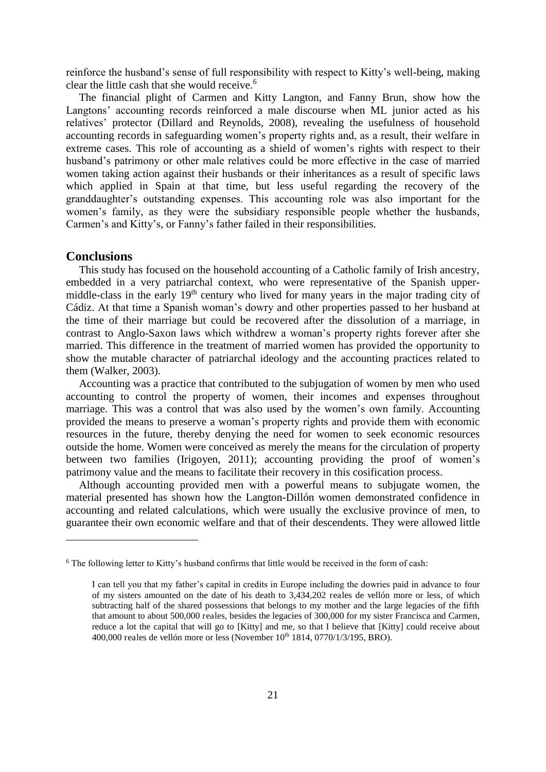reinforce the husband's sense of full responsibility with respect to Kitty's well-being, making clear the little cash that she would receive.[6]

The financial plight of Carmen and Kitty Langton, and Fanny Brun, show how the Langtons' accounting records reinforced a male discourse when ML junior acted as his relatives' protector (Dillard and Reynolds, 2008), revealing the usefulness of household accounting records in safeguarding women's property rights and, as a result, their welfare in extreme cases. This role of accounting as a shield of women's rights with respect to their husband's patrimony or other male relatives could be more effective in the case of married women taking action against their husbands or their inheritances as a result of specific laws which applied in Spain at that time, but less useful regarding the recovery of the granddaughter's outstanding expenses. This accounting role was also important for the women's family, as they were the subsidiary responsible people whether the husbands, Carmen's and Kitty's, or Fanny's father failed in their responsibilities.

## Conclusions

This study has focused on the household accounting of a Catholic family of Irish ancestry, embedded in a very patriarchal context, who were representative of the Spanish upper-middle-class in the early 19th century who lived for many years in the major trading city of Cádiz. At that time a Spanish woman's dowry and other properties passed to her husband at the time of their marriage but could be recovered after the dissolution of a marriage, in contrast to Anglo-Saxon laws which withdrew a woman's property rights forever after she married. This difference in the treatment of married women has provided the opportunity to show the mutable character of patriarchal ideology and the accounting practices related to them (Walker, 2003).

Accounting was a practice that contributed to the subjugation of women by men who used accounting to control the property of women, their incomes and expenses throughout marriage. This was a control that was also used by the women's own family. Accounting provided the means to preserve a woman's property rights and provide them with economic resources in the future, thereby denying the need for women to seek economic resources outside the home. Women were conceived as merely the means for the circulation of property between two families (Irigoyen, 2011); accounting providing the proof of women's patrimony value and the means to facilitate their recovery in this cosification process.

Although accounting provided men with a powerful means to subjugate women, the material presented has shown how the Langton-Dillón women demonstrated confidence in accounting and related calculations, which were usually the exclusive province of men, to guarantee their own economic welfare and that of their descendents. They were allowed little

---

[6] The following letter to Kitty's husband confirms that little would be received in the form of cash:

> I can tell you that my father's capital in credits in Europe including the dowries paid in advance to four of my sisters amounted on the date of his death to 3,434,202 reales de vellón more or less, of which subtracting half of the shared possessions that belongs to my mother and the large legacies of the fifth that amount to about 500,000 reales, besides the legacies of 300,000 for my sister Francisca and Carmen, reduce a lot the capital that will go to [Kitty] and me, so that I believe that [Kitty] could receive about 400,000 reales de vellón more or less (November 10th 1814, 0770/1/3/195, BRO).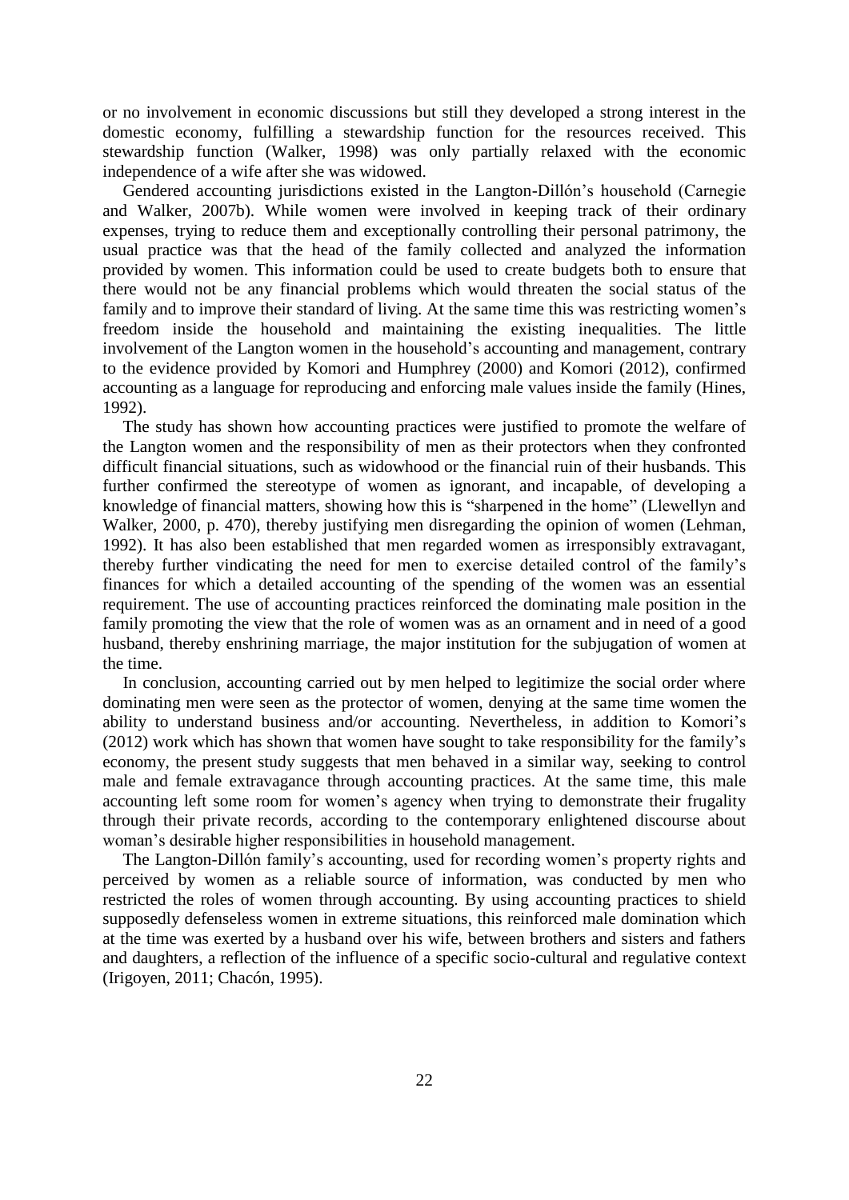or no involvement in economic discussions but still they developed a strong interest in the domestic economy, fulfilling a stewardship function for the resources received. This stewardship function (Walker, 1998) was only partially relaxed with the economic independence of a wife after she was widowed.

Gendered accounting jurisdictions existed in the Langton-Dillón's household (Carnegie and Walker, 2007b). While women were involved in keeping track of their ordinary expenses, trying to reduce them and exceptionally controlling their personal patrimony, the usual practice was that the head of the family collected and analyzed the information provided by women. This information could be used to create budgets both to ensure that there would not be any financial problems which would threaten the social status of the family and to improve their standard of living. At the same time this was restricting women's freedom inside the household and maintaining the existing inequalities. The little involvement of the Langton women in the household's accounting and management, contrary to the evidence provided by Komori and Humphrey (2000) and Komori (2012), confirmed accounting as a language for reproducing and enforcing male values inside the family (Hines, 1992).

The study has shown how accounting practices were justified to promote the welfare of the Langton women and the responsibility of men as their protectors when they confronted difficult financial situations, such as widowhood or the financial ruin of their husbands. This further confirmed the stereotype of women as ignorant, and incapable, of developing a knowledge of financial matters, showing how this is "sharpened in the home" (Llewellyn and Walker, 2000, p. 470), thereby justifying men disregarding the opinion of women (Lehman, 1992). It has also been established that men regarded women as irresponsibly extravagant, thereby further vindicating the need for men to exercise detailed control of the family's finances for which a detailed accounting of the spending of the women was an essential requirement. The use of accounting practices reinforced the dominating male position in the family promoting the view that the role of women was as an ornament and in need of a good husband, thereby enshrining marriage, the major institution for the subjugation of women at the time.

In conclusion, accounting carried out by men helped to legitimize the social order where dominating men were seen as the protector of women, denying at the same time women the ability to understand business and/or accounting. Nevertheless, in addition to Komori's (2012) work which has shown that women have sought to take responsibility for the family's economy, the present study suggests that men behaved in a similar way, seeking to control male and female extravagance through accounting practices. At the same time, this male accounting left some room for women's agency when trying to demonstrate their frugality through their private records, according to the contemporary enlightened discourse about woman's desirable higher responsibilities in household management.

The Langton-Dillón family's accounting, used for recording women's property rights and perceived by women as a reliable source of information, was conducted by men who restricted the roles of women through accounting. By using accounting practices to shield supposedly defenseless women in extreme situations, this reinforced male domination which at the time was exerted by a husband over his wife, between brothers and sisters and fathers and daughters, a reflection of the influence of a specific socio-cultural and regulative context (Irigoyen, 2011; Chacón, 1995).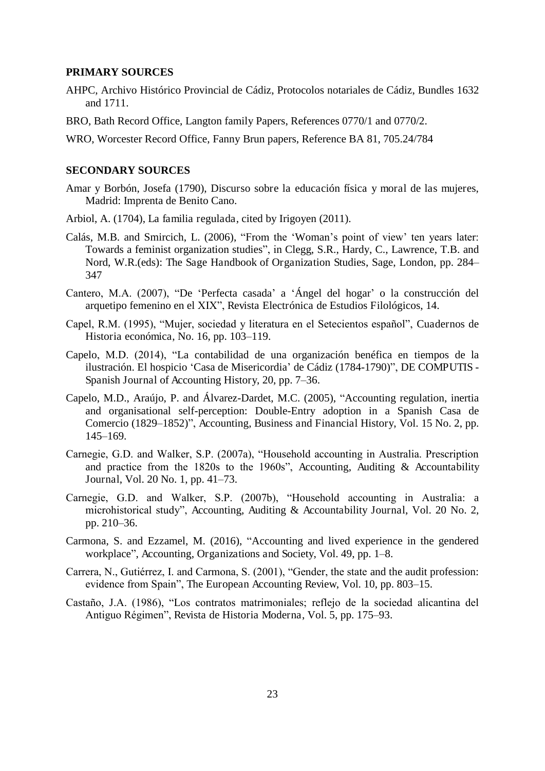## PRIMARY SOURCES

AHPC, Archivo Histórico Provincial de Cádiz, Protocolos notariales de Cádiz, Bundles 1632 and 1711.

BRO, Bath Record Office, Langton family Papers, References 0770/1 and 0770/2.

WRO, Worcester Record Office, Fanny Brun papers, Reference BA 81, 705.24/784

## SECONDARY SOURCES

Amar y Borbón, Josefa (1790), Discurso sobre la educación física y moral de las mujeres, Madrid: Imprenta de Benito Cano.

Arbiol, A. (1704), La familia regulada, cited by Irigoyen (2011).

Calás, M.B. and Smircich, L. (2006), "From the 'Woman's point of view' ten years later: Towards a feminist organization studies", in Clegg, S.R., Hardy, C., Lawrence, T.B. and Nord, W.R.(eds): The Sage Handbook of Organization Studies, Sage, London, pp. 284–347

Cantero, M.A. (2007), "De 'Perfecta casada' a 'Ángel del hogar' o la construcción del arquetipo femenino en el XIX", Revista Electrónica de Estudios Filológicos, 14.

Capel, R.M. (1995), "Mujer, sociedad y literatura en el Setecientos español", Cuadernos de Historia económica, No. 16, pp. 103–119.

Capelo, M.D. (2014), "La contabilidad de una organización benéfica en tiempos de la ilustración. El hospicio 'Casa de Misericordia' de Cádiz (1784-1790)", DE COMPUTIS - Spanish Journal of Accounting History, 20, pp. 7–36.

Capelo, M.D., Araújo, P. and Álvarez-Dardet, M.C. (2005), "Accounting regulation, inertia and organisational self-perception: Double-Entry adoption in a Spanish Casa de Comercio (1829–1852)", Accounting, Business and Financial History, Vol. 15 No. 2, pp. 145–169.

Carnegie, G.D. and Walker, S.P. (2007a), "Household accounting in Australia. Prescription and practice from the 1820s to the 1960s", Accounting, Auditing & Accountability Journal, Vol. 20 No. 1, pp. 41–73.

Carnegie, G.D. and Walker, S.P. (2007b), "Household accounting in Australia: a microhistorical study", Accounting, Auditing & Accountability Journal, Vol. 20 No. 2, pp. 210–36.

Carmona, S. and Ezzamel, M. (2016), "Accounting and lived experience in the gendered workplace", Accounting, Organizations and Society, Vol. 49, pp. 1–8.

Carrera, N., Gutiérrez, I. and Carmona, S. (2001), "Gender, the state and the audit profession: evidence from Spain", The European Accounting Review, Vol. 10, pp. 803–15.

Castaño, J.A. (1986), "Los contratos matrimoniales; reflejo de la sociedad alicantina del Antiguo Régimen", Revista de Historia Moderna, Vol. 5, pp. 175–93.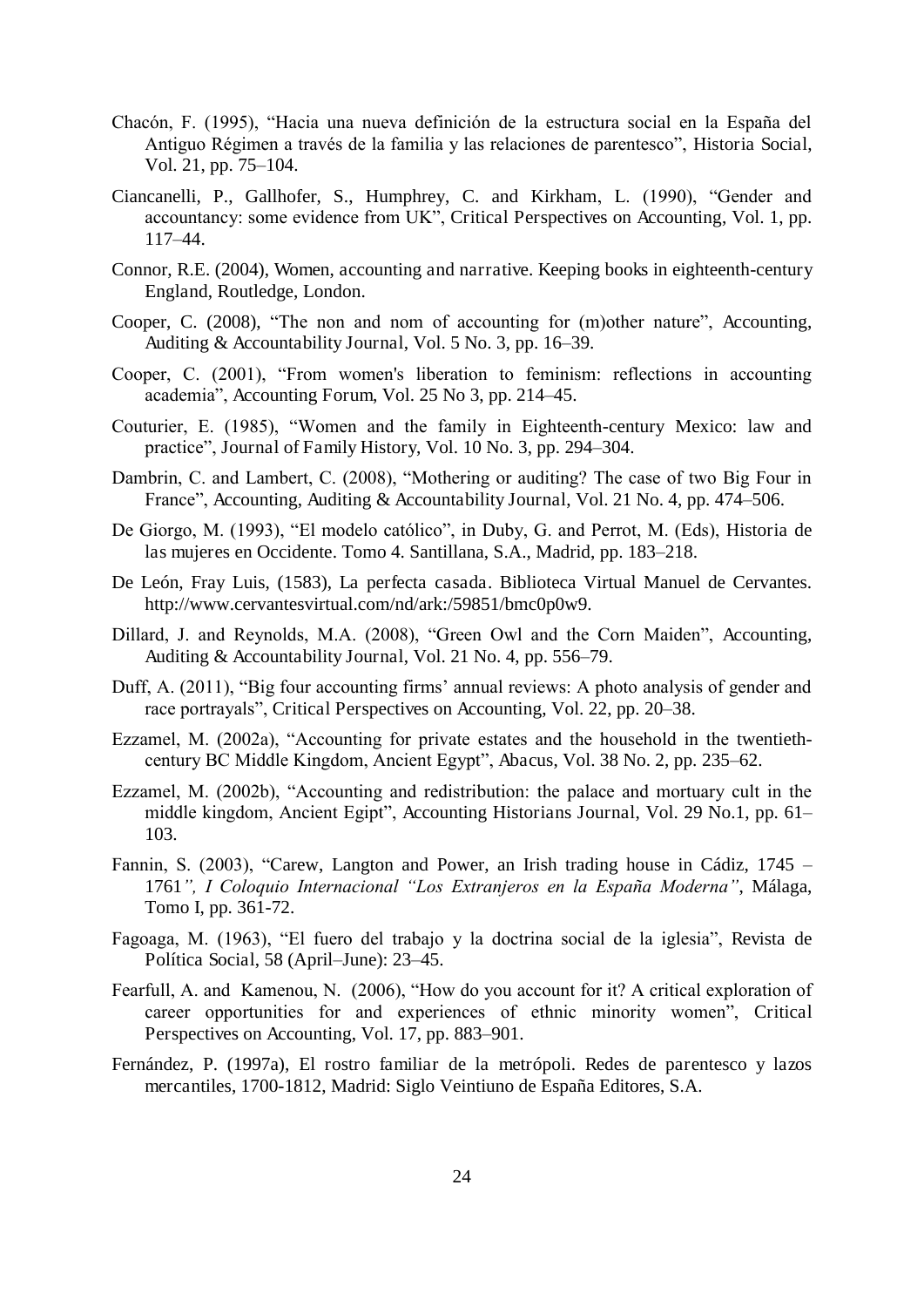Chacón, F. (1995), "Hacia una nueva definición de la estructura social en la España del Antiguo Régimen a través de la familia y las relaciones de parentesco", Historia Social, Vol. 21, pp. 75–104.

Ciancanelli, P., Gallhofer, S., Humphrey, C. and Kirkham, L. (1990), "Gender and accountancy: some evidence from UK", Critical Perspectives on Accounting, Vol. 1, pp. 117–44.

Connor, R.E. (2004), Women, accounting and narrative. Keeping books in eighteenth-century England, Routledge, London.

Cooper, C. (2008), "The non and nom of accounting for (m)other nature", Accounting, Auditing & Accountability Journal, Vol. 5 No. 3, pp. 16–39.

Cooper, C. (2001), "From women's liberation to feminism: reflections in accounting academia", Accounting Forum, Vol. 25 No 3, pp. 214–45.

Couturier, E. (1985), "Women and the family in Eighteenth-century Mexico: law and practice", Journal of Family History, Vol. 10 No. 3, pp. 294–304.

Dambrin, C. and Lambert, C. (2008), "Mothering or auditing? The case of two Big Four in France", Accounting, Auditing & Accountability Journal, Vol. 21 No. 4, pp. 474–506.

De Giorgo, M. (1993), "El modelo católico", in Duby, G. and Perrot, M. (Eds), Historia de las mujeres en Occidente. Tomo 4. Santillana, S.A., Madrid, pp. 183–218.

De León, Fray Luis, (1583), La perfecta casada. Biblioteca Virtual Manuel de Cervantes. http://www.cervantesvirtual.com/nd/ark:/59851/bmc0p0w9.

Dillard, J. and Reynolds, M.A. (2008), "Green Owl and the Corn Maiden", Accounting, Auditing & Accountability Journal, Vol. 21 No. 4, pp. 556–79.

Duff, A. (2011), "Big four accounting firms' annual reviews: A photo analysis of gender and race portrayals", Critical Perspectives on Accounting, Vol. 22, pp. 20–38.

Ezzamel, M. (2002a), "Accounting for private estates and the household in the twentieth-century BC Middle Kingdom, Ancient Egypt", Abacus, Vol. 38 No. 2, pp. 235–62.

Ezzamel, M. (2002b), "Accounting and redistribution: the palace and mortuary cult in the middle kingdom, Ancient Egipt", Accounting Historians Journal, Vol. 29 No.1, pp. 61–103.

Fannin, S. (2003), "Carew, Langton and Power, an Irish trading house in Cádiz, 1745 – 1761*", I Coloquio Internacional "Los Extranjeros en la España Moderna"*, Málaga, Tomo I, pp. 361-72.

Fagoaga, M. (1963), "El fuero del trabajo y la doctrina social de la iglesia", Revista de Política Social, 58 (April–June): 23–45.

Fearfull, A. and Kamenou, N. (2006), "How do you account for it? A critical exploration of career opportunities for and experiences of ethnic minority women", Critical Perspectives on Accounting, Vol. 17, pp. 883–901.

Fernández, P. (1997a), El rostro familiar de la metrópoli. Redes de parentesco y lazos mercantiles, 1700-1812, Madrid: Siglo Veintiuno de España Editores, S.A.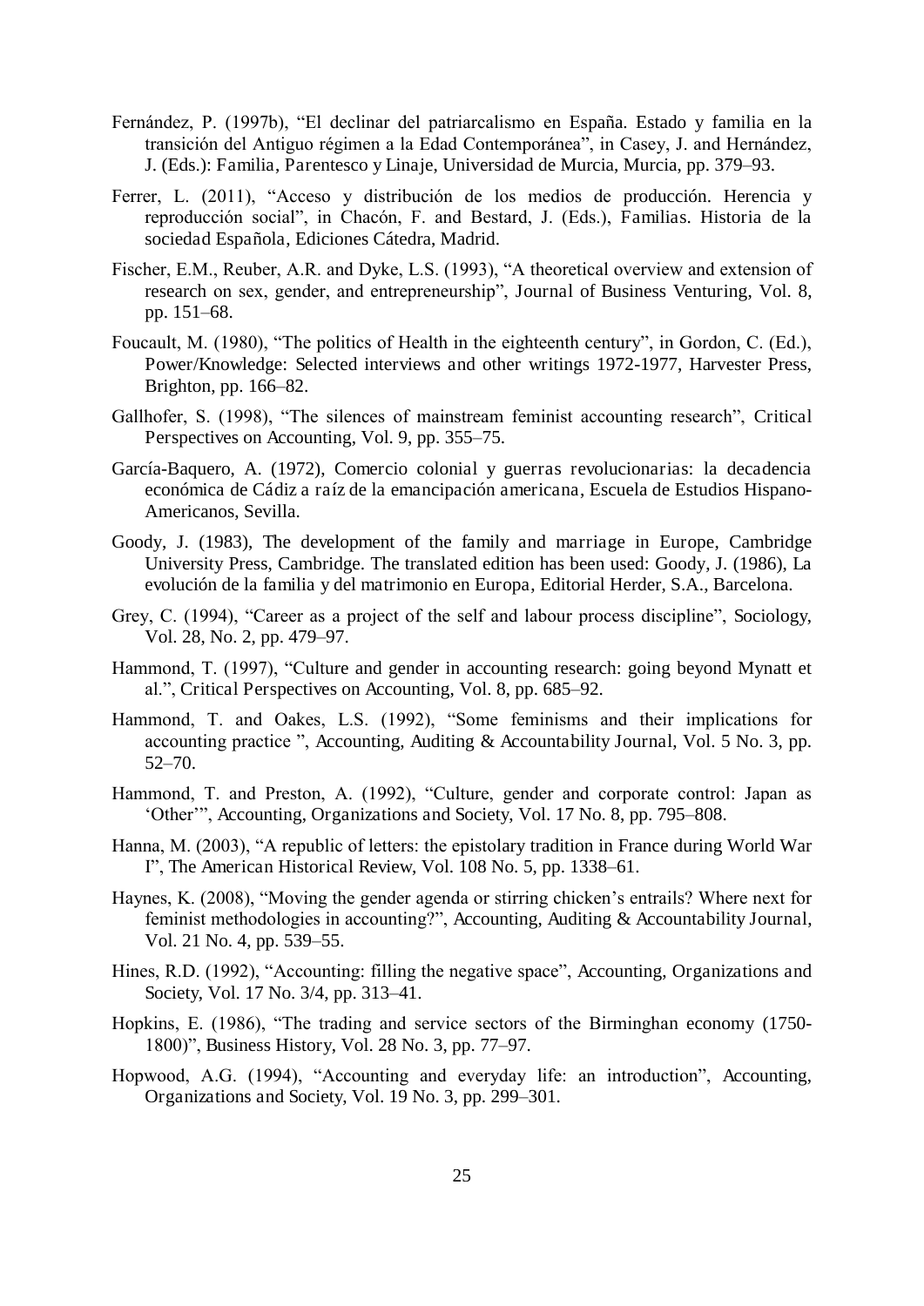Fernández, P. (1997b), "El declinar del patriarcalismo en España. Estado y familia en la transición del Antiguo régimen a la Edad Contemporánea", in Casey, J. and Hernández, J. (Eds.): Familia, Parentesco y Linaje, Universidad de Murcia, Murcia, pp. 379–93.

Ferrer, L. (2011), "Acceso y distribución de los medios de producción. Herencia y reproducción social", in Chacón, F. and Bestard, J. (Eds.), Familias. Historia de la sociedad Española, Ediciones Cátedra, Madrid.

Fischer, E.M., Reuber, A.R. and Dyke, L.S. (1993), "A theoretical overview and extension of research on sex, gender, and entrepreneurship", Journal of Business Venturing, Vol. 8, pp. 151–68.

Foucault, M. (1980), "The politics of Health in the eighteenth century", in Gordon, C. (Ed.), Power/Knowledge: Selected interviews and other writings 1972-1977, Harvester Press, Brighton, pp. 166–82.

Gallhofer, S. (1998), "The silences of mainstream feminist accounting research", Critical Perspectives on Accounting, Vol. 9, pp. 355–75.

García-Baquero, A. (1972), Comercio colonial y guerras revolucionarias: la decadencia económica de Cádiz a raíz de la emancipación americana, Escuela de Estudios Hispano-Americanos, Sevilla.

Goody, J. (1983), The development of the family and marriage in Europe, Cambridge University Press, Cambridge. The translated edition has been used: Goody, J. (1986), La evolución de la familia y del matrimonio en Europa, Editorial Herder, S.A., Barcelona.

Grey, C. (1994), "Career as a project of the self and labour process discipline", Sociology, Vol. 28, No. 2, pp. 479–97.

Hammond, T. (1997), "Culture and gender in accounting research: going beyond Mynatt et al.", Critical Perspectives on Accounting, Vol. 8, pp. 685–92.

Hammond, T. and Oakes, L.S. (1992), "Some feminisms and their implications for accounting practice ", Accounting, Auditing & Accountability Journal, Vol. 5 No. 3, pp. 52–70.

Hammond, T. and Preston, A. (1992), "Culture, gender and corporate control: Japan as 'Other'", Accounting, Organizations and Society, Vol. 17 No. 8, pp. 795–808.

Hanna, M. (2003), "A republic of letters: the epistolary tradition in France during World War I", The American Historical Review, Vol. 108 No. 5, pp. 1338–61.

Haynes, K. (2008), "Moving the gender agenda or stirring chicken's entrails? Where next for feminist methodologies in accounting?", Accounting, Auditing & Accountability Journal, Vol. 21 No. 4, pp. 539–55.

Hines, R.D. (1992), "Accounting: filling the negative space", Accounting, Organizations and Society, Vol. 17 No. 3/4, pp. 313–41.

Hopkins, E. (1986), "The trading and service sectors of the Birminghan economy (1750-1800)", Business History, Vol. 28 No. 3, pp. 77–97.

Hopwood, A.G. (1994), "Accounting and everyday life: an introduction", Accounting, Organizations and Society, Vol. 19 No. 3, pp. 299–301.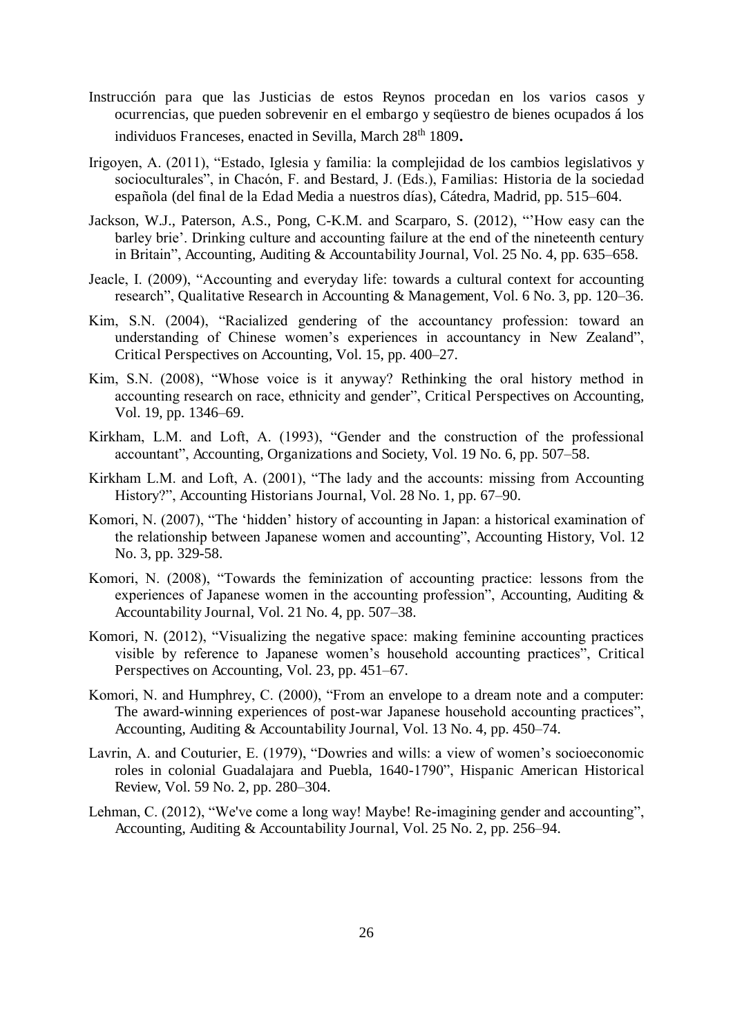Instrucción para que las Justicias de estos Reynos procedan en los varios casos y ocurrencias, que pueden sobrevenir en el embargo y seqüestro de bienes ocupados á los individuos Franceses, enacted in Sevilla, March 28th 1809.

Irigoyen, A. (2011), "Estado, Iglesia y familia: la complejidad de los cambios legislativos y socioculturales", in Chacón, F. and Bestard, J. (Eds.), Familias: Historia de la sociedad española (del final de la Edad Media a nuestros días), Cátedra, Madrid, pp. 515–604.

Jackson, W.J., Paterson, A.S., Pong, C-K.M. and Scarparo, S. (2012), "'How easy can the barley brie'. Drinking culture and accounting failure at the end of the nineteenth century in Britain", Accounting, Auditing & Accountability Journal, Vol. 25 No. 4, pp. 635–658.

Jeacle, I. (2009), "Accounting and everyday life: towards a cultural context for accounting research", Qualitative Research in Accounting & Management, Vol. 6 No. 3, pp. 120–36.

Kim, S.N. (2004), "Racialized gendering of the accountancy profession: toward an understanding of Chinese women's experiences in accountancy in New Zealand", Critical Perspectives on Accounting, Vol. 15, pp. 400–27.

Kim, S.N. (2008), "Whose voice is it anyway? Rethinking the oral history method in accounting research on race, ethnicity and gender", Critical Perspectives on Accounting, Vol. 19, pp. 1346–69.

Kirkham, L.M. and Loft, A. (1993), "Gender and the construction of the professional accountant", Accounting, Organizations and Society, Vol. 19 No. 6, pp. 507–58.

Kirkham L.M. and Loft, A. (2001), "The lady and the accounts: missing from Accounting History?", Accounting Historians Journal, Vol. 28 No. 1, pp. 67–90.

Komori, N. (2007), "The 'hidden' history of accounting in Japan: a historical examination of the relationship between Japanese women and accounting", Accounting History, Vol. 12 No. 3, pp. 329-58.

Komori, N. (2008), "Towards the feminization of accounting practice: lessons from the experiences of Japanese women in the accounting profession", Accounting, Auditing & Accountability Journal, Vol. 21 No. 4, pp. 507–38.

Komori, N. (2012), "Visualizing the negative space: making feminine accounting practices visible by reference to Japanese women's household accounting practices", Critical Perspectives on Accounting, Vol. 23, pp. 451–67.

Komori, N. and Humphrey, C. (2000), "From an envelope to a dream note and a computer: The award-winning experiences of post-war Japanese household accounting practices", Accounting, Auditing & Accountability Journal, Vol. 13 No. 4, pp. 450–74.

Lavrin, A. and Couturier, E. (1979), "Dowries and wills: a view of women's socioeconomic roles in colonial Guadalajara and Puebla, 1640-1790", Hispanic American Historical Review, Vol. 59 No. 2, pp. 280–304.

Lehman, C. (2012), "We've come a long way! Maybe! Re-imagining gender and accounting", Accounting, Auditing & Accountability Journal, Vol. 25 No. 2, pp. 256–94.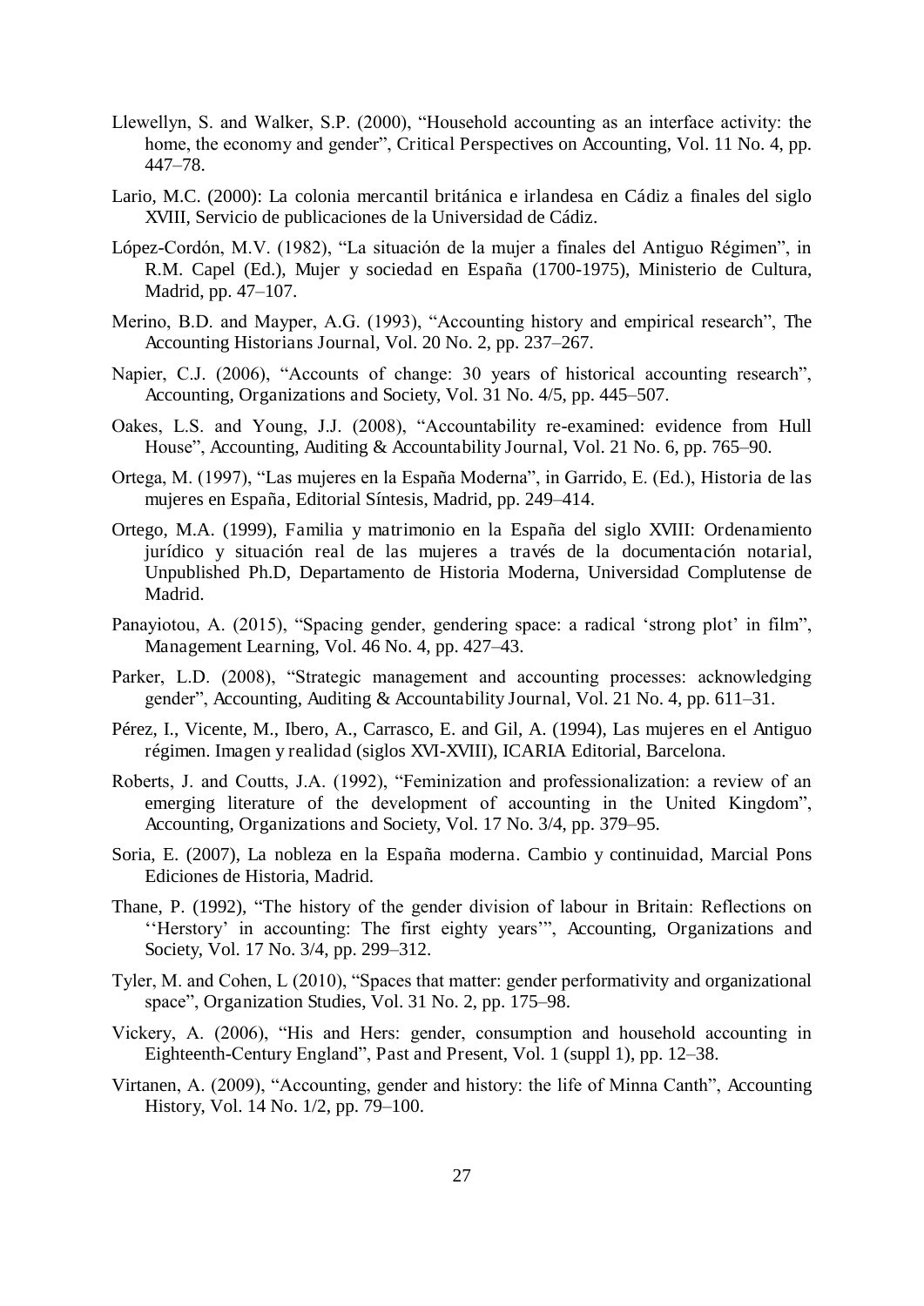Llewellyn, S. and Walker, S.P. (2000), "Household accounting as an interface activity: the home, the economy and gender", Critical Perspectives on Accounting, Vol. 11 No. 4, pp. 447–78.

Lario, M.C. (2000): La colonia mercantil británica e irlandesa en Cádiz a finales del siglo XVIII, Servicio de publicaciones de la Universidad de Cádiz.

López-Cordón, M.V. (1982), "La situación de la mujer a finales del Antiguo Régimen", in R.M. Capel (Ed.), Mujer y sociedad en España (1700-1975), Ministerio de Cultura, Madrid, pp. 47–107.

Merino, B.D. and Mayper, A.G. (1993), "Accounting history and empirical research", The Accounting Historians Journal, Vol. 20 No. 2, pp. 237–267.

Napier, C.J. (2006), "Accounts of change: 30 years of historical accounting research", Accounting, Organizations and Society, Vol. 31 No. 4/5, pp. 445–507.

Oakes, L.S. and Young, J.J. (2008), "Accountability re-examined: evidence from Hull House", Accounting, Auditing & Accountability Journal, Vol. 21 No. 6, pp. 765–90.

Ortega, M. (1997), "Las mujeres en la España Moderna", in Garrido, E. (Ed.), Historia de las mujeres en España, Editorial Síntesis, Madrid, pp. 249–414.

Ortego, M.A. (1999), Familia y matrimonio en la España del siglo XVIII: Ordenamiento jurídico y situación real de las mujeres a través de la documentación notarial, Unpublished Ph.D, Departamento de Historia Moderna, Universidad Complutense de Madrid.

Panayiotou, A. (2015), "Spacing gender, gendering space: a radical 'strong plot' in film", Management Learning, Vol. 46 No. 4, pp. 427–43.

Parker, L.D. (2008), "Strategic management and accounting processes: acknowledging gender", Accounting, Auditing & Accountability Journal, Vol. 21 No. 4, pp. 611–31.

Pérez, I., Vicente, M., Ibero, A., Carrasco, E. and Gil, A. (1994), Las mujeres en el Antiguo régimen. Imagen y realidad (siglos XVI-XVIII), ICARIA Editorial, Barcelona.

Roberts, J. and Coutts, J.A. (1992), "Feminization and professionalization: a review of an emerging literature of the development of accounting in the United Kingdom", Accounting, Organizations and Society, Vol. 17 No. 3/4, pp. 379–95.

Soria, E. (2007), La nobleza en la España moderna. Cambio y continuidad, Marcial Pons Ediciones de Historia, Madrid.

Thane, P. (1992), "The history of the gender division of labour in Britain: Reflections on ''Herstory' in accounting: The first eighty years'", Accounting, Organizations and Society, Vol. 17 No. 3/4, pp. 299–312.

Tyler, M. and Cohen, L (2010), "Spaces that matter: gender performativity and organizational space", Organization Studies, Vol. 31 No. 2, pp. 175–98.

Vickery, A. (2006), "His and Hers: gender, consumption and household accounting in Eighteenth-Century England", Past and Present, Vol. 1 (suppl 1), pp. 12–38.

Virtanen, A. (2009), "Accounting, gender and history: the life of Minna Canth", Accounting History, Vol. 14 No. 1/2, pp. 79–100.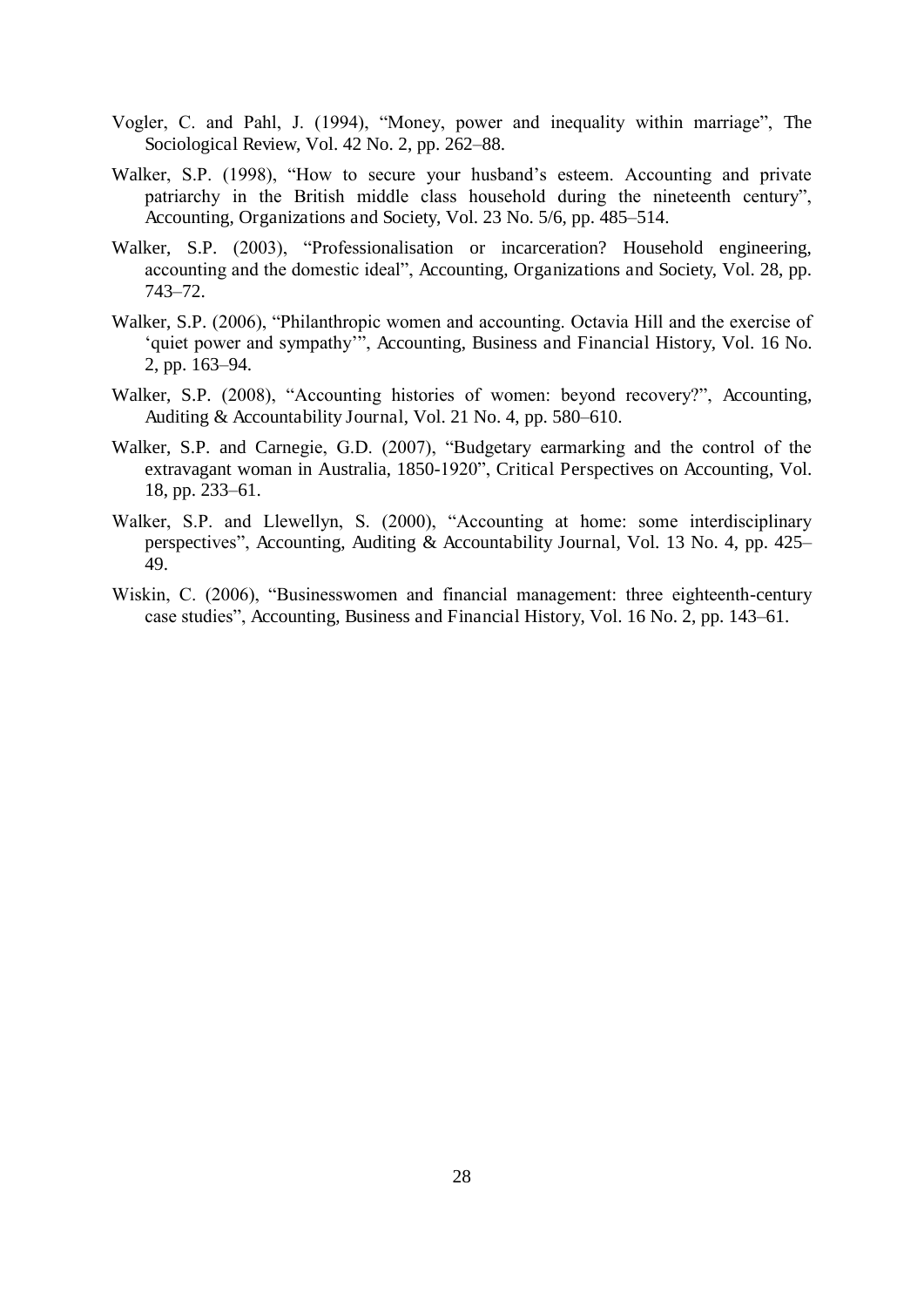Vogler, C. and Pahl, J. (1994), "Money, power and inequality within marriage", The Sociological Review, Vol. 42 No. 2, pp. 262–88.

Walker, S.P. (1998), "How to secure your husband's esteem. Accounting and private patriarchy in the British middle class household during the nineteenth century", Accounting, Organizations and Society, Vol. 23 No. 5/6, pp. 485–514.

Walker, S.P. (2003), "Professionalisation or incarceration? Household engineering, accounting and the domestic ideal", Accounting, Organizations and Society, Vol. 28, pp. 743–72.

Walker, S.P. (2006), "Philanthropic women and accounting. Octavia Hill and the exercise of 'quiet power and sympathy'", Accounting, Business and Financial History, Vol. 16 No. 2, pp. 163–94.

Walker, S.P. (2008), "Accounting histories of women: beyond recovery?", Accounting, Auditing & Accountability Journal, Vol. 21 No. 4, pp. 580–610.

Walker, S.P. and Carnegie, G.D. (2007), "Budgetary earmarking and the control of the extravagant woman in Australia, 1850-1920", Critical Perspectives on Accounting, Vol. 18, pp. 233–61.

Walker, S.P. and Llewellyn, S. (2000), "Accounting at home: some interdisciplinary perspectives", Accounting, Auditing & Accountability Journal, Vol. 13 No. 4, pp. 425–49.

Wiskin, C. (2006), "Businesswomen and financial management: three eighteenth-century case studies", Accounting, Business and Financial History, Vol. 16 No. 2, pp. 143–61.